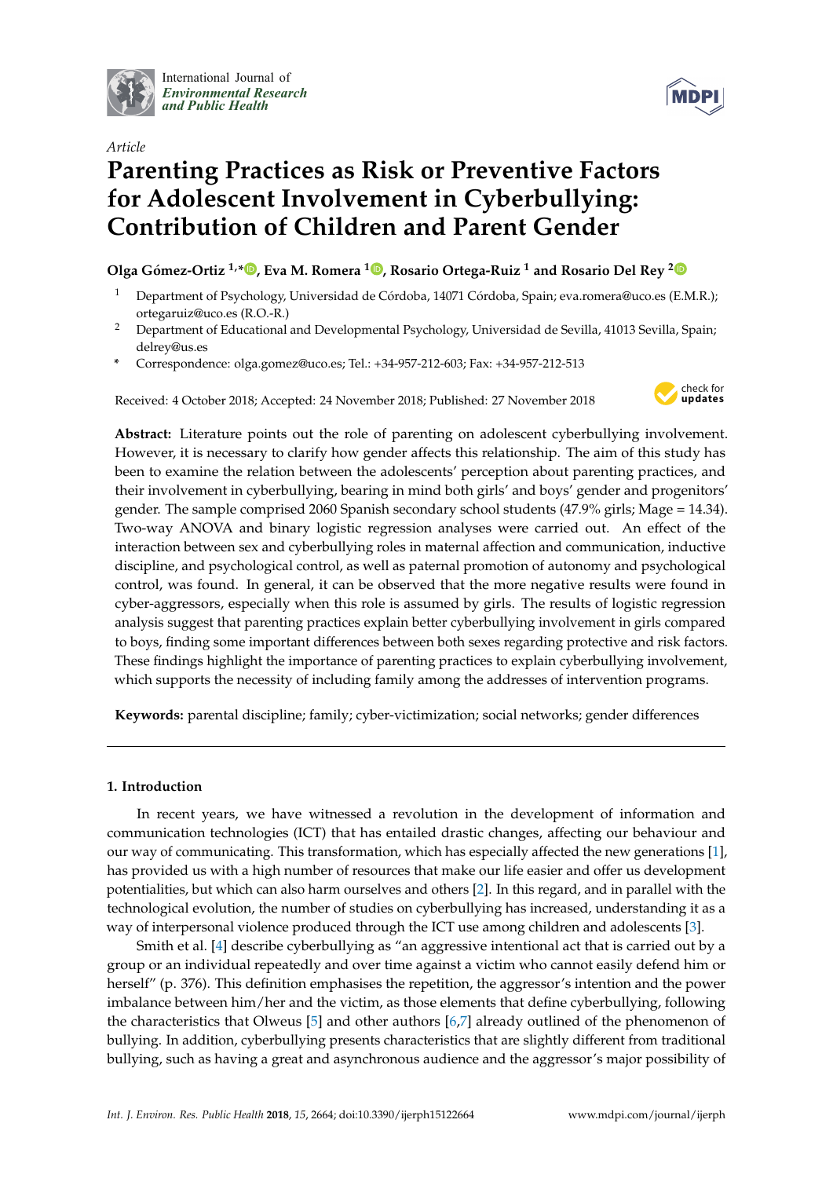International Journal of *Environmental Research and Public Health*

*Article*

# Parenting Practices as Risk or Preventive Factors for Adolescent Involvement in Cyberbullying: Contribution of Children and Parent Gender

**Olga Gómez-Ortiz [1,*], Eva M. Romera [1], Rosario Ortega-Ruiz [1] and Rosario Del Rey [2]**

[1] Department of Psychology, Universidad de Córdoba, 14071 Córdoba, Spain; eva.romera@uco.es (E.M.R.); ortegaruiz@uco.es (R.O.-R.)

[2] Department of Educational and Developmental Psychology, Universidad de Sevilla, 41013 Sevilla, Spain; delrey@us.es

\* Correspondence: olga.gomez@uco.es; Tel.: +34-957-212-603; Fax: +34-957-212-513

Received: 4 October 2018; Accepted: 24 November 2018; Published: 27 November 2018

**Abstract:** Literature points out the role of parenting on adolescent cyberbullying involvement. However, it is necessary to clarify how gender affects this relationship. The aim of this study has been to examine the relation between the adolescents' perception about parenting practices, and their involvement in cyberbullying, bearing in mind both girls' and boys' gender and progenitors' gender. The sample comprised 2060 Spanish secondary school students (47.9% girls; Mage = 14.34). Two-way ANOVA and binary logistic regression analyses were carried out. An effect of the interaction between sex and cyberbullying roles in maternal affection and communication, inductive discipline, and psychological control, as well as paternal promotion of autonomy and psychological control, was found. In general, it can be observed that the more negative results were found in cyber-aggressors, especially when this role is assumed by girls. The results of logistic regression analysis suggest that parenting practices explain better cyberbullying involvement in girls compared to boys, finding some important differences between both sexes regarding protective and risk factors. These findings highlight the importance of parenting practices to explain cyberbullying involvement, which supports the necessity of including family among the addresses of intervention programs.

**Keywords:** parental discipline; family; cyber-victimization; social networks; gender differences

## 1. Introduction

In recent years, we have witnessed a revolution in the development of information and communication technologies (ICT) that has entailed drastic changes, affecting our behaviour and our way of communicating. This transformation, which has especially affected the new generations [1], has provided us with a high number of resources that make our life easier and offer us development potentialities, but which can also harm ourselves and others [2]. In this regard, and in parallel with the technological evolution, the number of studies on cyberbullying has increased, understanding it as a way of interpersonal violence produced through the ICT use among children and adolescents [3].

Smith et al. [4] describe cyberbullying as "an aggressive intentional act that is carried out by a group or an individual repeatedly and over time against a victim who cannot easily defend him or herself" (p. 376). This definition emphasises the repetition, the aggressor's intention and the power imbalance between him/her and the victim, as those elements that define cyberbullying, following the characteristics that Olweus [5] and other authors [6,7] already outlined of the phenomenon of bullying. In addition, cyberbullying presents characteristics that are slightly different from traditional bullying, such as having a great and asynchronous audience and the aggressor's major possibility of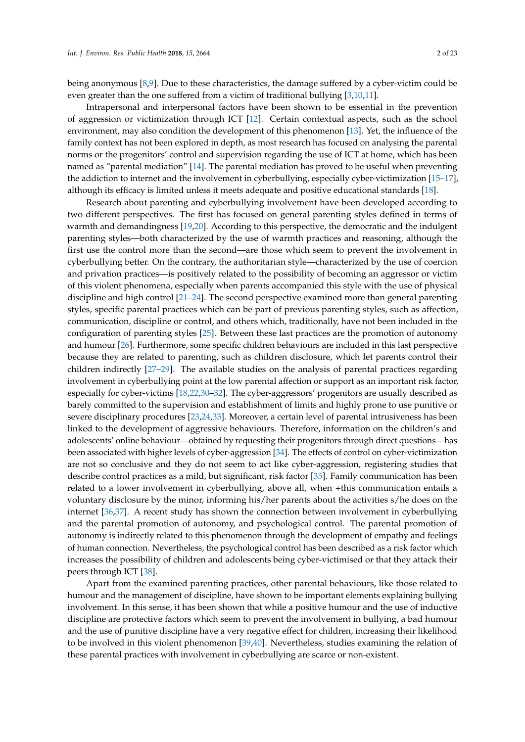being anonymous [8,9]. Due to these characteristics, the damage suffered by a cyber-victim could be even greater than the one suffered from a victim of traditional bullying [3,10,11].

Intrapersonal and interpersonal factors have been shown to be essential in the prevention of aggression or victimization through ICT [12]. Certain contextual aspects, such as the school environment, may also condition the development of this phenomenon [13]. Yet, the influence of the family context has not been explored in depth, as most research has focused on analysing the parental norms or the progenitors' control and supervision regarding the use of ICT at home, which has been named as "parental mediation" [14]. The parental mediation has proved to be useful when preventing the addiction to internet and the involvement in cyberbullying, especially cyber-victimization [15–17], although its efficacy is limited unless it meets adequate and positive educational standards [18].

Research about parenting and cyberbullying involvement have been developed according to two different perspectives. The first has focused on general parenting styles defined in terms of warmth and demandingness [19,20]. According to this perspective, the democratic and the indulgent parenting styles—both characterized by the use of warmth practices and reasoning, although the first use the control more than the second—are those which seem to prevent the involvement in cyberbullying better. On the contrary, the authoritarian style—characterized by the use of coercion and privation practices—is positively related to the possibility of becoming an aggressor or victim of this violent phenomena, especially when parents accompanied this style with the use of physical discipline and high control [21–24]. The second perspective examined more than general parenting styles, specific parental practices which can be part of previous parenting styles, such as affection, communication, discipline or control, and others which, traditionally, have not been included in the configuration of parenting styles [25]. Between these last practices are the promotion of autonomy and humour [26]. Furthermore, some specific children behaviours are included in this last perspective because they are related to parenting, such as children disclosure, which let parents control their children indirectly [27–29]. The available studies on the analysis of parental practices regarding involvement in cyberbullying point at the low parental affection or support as an important risk factor, especially for cyber-victims [18,22,30–32]. The cyber-aggressors' progenitors are usually described as barely committed to the supervision and establishment of limits and highly prone to use punitive or severe disciplinary procedures [23,24,33]. Moreover, a certain level of parental intrusiveness has been linked to the development of aggressive behaviours. Therefore, information on the children's and adolescents' online behaviour—obtained by requesting their progenitors through direct questions—has been associated with higher levels of cyber-aggression [34]. The effects of control on cyber-victimization are not so conclusive and they do not seem to act like cyber-aggression, registering studies that describe control practices as a mild, but significant, risk factor [35]. Family communication has been related to a lower involvement in cyberbullying, above all, when +this communication entails a voluntary disclosure by the minor, informing his/her parents about the activities s/he does on the internet [36,37]. A recent study has shown the connection between involvement in cyberbullying and the parental promotion of autonomy, and psychological control. The parental promotion of autonomy is indirectly related to this phenomenon through the development of empathy and feelings of human connection. Nevertheless, the psychological control has been described as a risk factor which increases the possibility of children and adolescents being cyber-victimised or that they attack their peers through ICT [38].

Apart from the examined parenting practices, other parental behaviours, like those related to humour and the management of discipline, have shown to be important elements explaining bullying involvement. In this sense, it has been shown that while a positive humour and the use of inductive discipline are protective factors which seem to prevent the involvement in bullying, a bad humour and the use of punitive discipline have a very negative effect for children, increasing their likelihood to be involved in this violent phenomenon [39,40]. Nevertheless, studies examining the relation of these parental practices with involvement in cyberbullying are scarce or non-existent.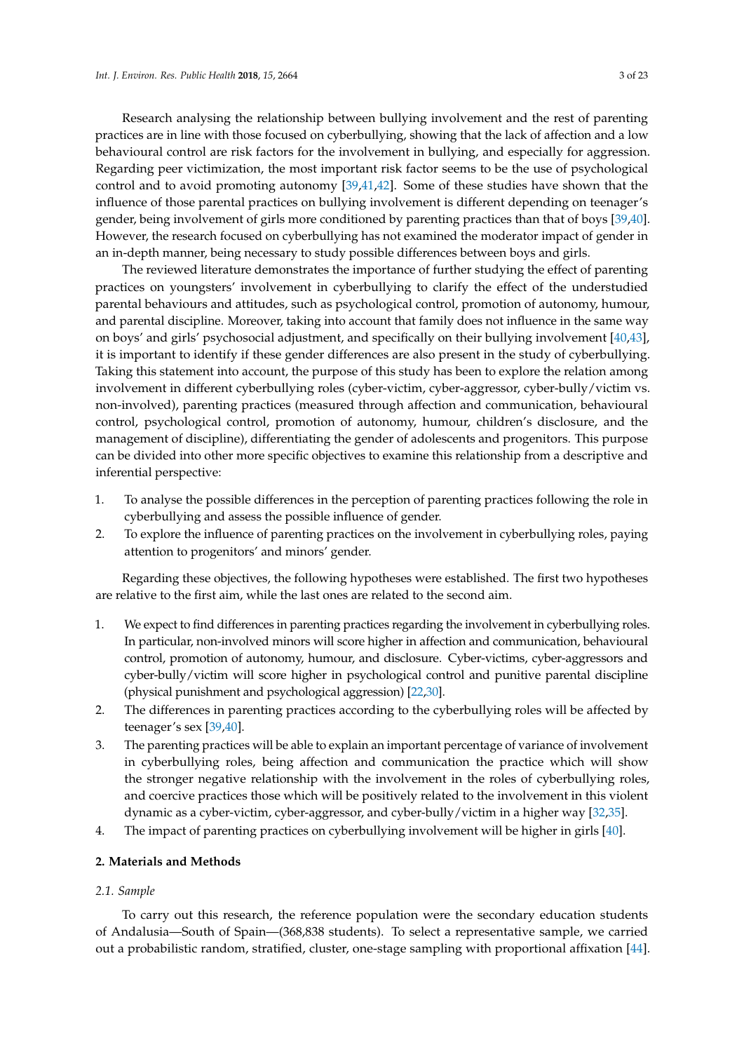Research analysing the relationship between bullying involvement and the rest of parenting practices are in line with those focused on cyberbullying, showing that the lack of affection and a low behavioural control are risk factors for the involvement in bullying, and especially for aggression. Regarding peer victimization, the most important risk factor seems to be the use of psychological control and to avoid promoting autonomy [39,41,42]. Some of these studies have shown that the influence of those parental practices on bullying involvement is different depending on teenager's gender, being involvement of girls more conditioned by parenting practices than that of boys [39,40]. However, the research focused on cyberbullying has not examined the moderator impact of gender in an in-depth manner, being necessary to study possible differences between boys and girls.

The reviewed literature demonstrates the importance of further studying the effect of parenting practices on youngsters' involvement in cyberbullying to clarify the effect of the understudied parental behaviours and attitudes, such as psychological control, promotion of autonomy, humour, and parental discipline. Moreover, taking into account that family does not influence in the same way on boys' and girls' psychosocial adjustment, and specifically on their bullying involvement [40,43], it is important to identify if these gender differences are also present in the study of cyberbullying. Taking this statement into account, the purpose of this study has been to explore the relation among involvement in different cyberbullying roles (cyber-victim, cyber-aggressor, cyber-bully/victim vs. non-involved), parenting practices (measured through affection and communication, behavioural control, psychological control, promotion of autonomy, humour, children's disclosure, and the management of discipline), differentiating the gender of adolescents and progenitors. This purpose can be divided into other more specific objectives to examine this relationship from a descriptive and inferential perspective:

1. To analyse the possible differences in the perception of parenting practices following the role in cyberbullying and assess the possible influence of gender.
2. To explore the influence of parenting practices on the involvement in cyberbullying roles, paying attention to progenitors' and minors' gender.

Regarding these objectives, the following hypotheses were established. The first two hypotheses are relative to the first aim, while the last ones are related to the second aim.

1. We expect to find differences in parenting practices regarding the involvement in cyberbullying roles. In particular, non-involved minors will score higher in affection and communication, behavioural control, promotion of autonomy, humour, and disclosure. Cyber-victims, cyber-aggressors and cyber-bully/victim will score higher in psychological control and punitive parental discipline (physical punishment and psychological aggression) [22,30].
2. The differences in parenting practices according to the cyberbullying roles will be affected by teenager's sex [39,40].
3. The parenting practices will be able to explain an important percentage of variance of involvement in cyberbullying roles, being affection and communication the practice which will show the stronger negative relationship with the involvement in the roles of cyberbullying roles, and coercive practices those which will be positively related to the involvement in this violent dynamic as a cyber-victim, cyber-aggressor, and cyber-bully/victim in a higher way [32,35].
4. The impact of parenting practices on cyberbullying involvement will be higher in girls [40].

## 2. Materials and Methods

### 2.1. Sample

To carry out this research, the reference population were the secondary education students of Andalusia—South of Spain—(368,838 students). To select a representative sample, we carried out a probabilistic random, stratified, cluster, one-stage sampling with proportional affixation [44].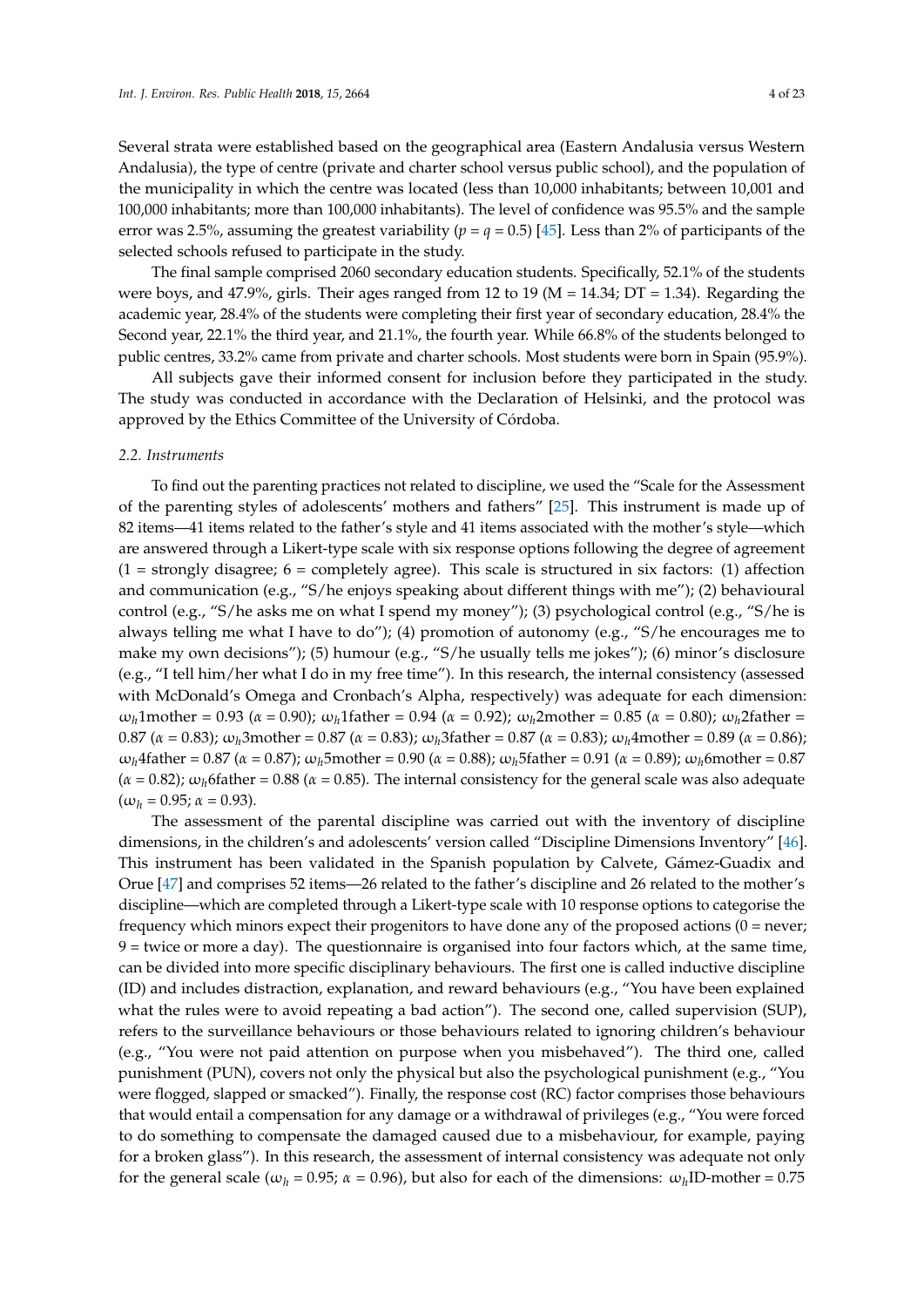Several strata were established based on the geographical area (Eastern Andalusia versus Western Andalusia), the type of centre (private and charter school versus public school), and the population of the municipality in which the centre was located (less than 10,000 inhabitants; between 10,001 and 100,000 inhabitants; more than 100,000 inhabitants). The level of confidence was 95.5% and the sample error was 2.5%, assuming the greatest variability ($p = q = 0.5$) [45]. Less than 2% of participants of the selected schools refused to participate in the study.

The final sample comprised 2060 secondary education students. Specifically, 52.1% of the students were boys, and 47.9%, girls. Their ages ranged from 12 to 19 (M = 14.34; DT = 1.34). Regarding the academic year, 28.4% of the students were completing their first year of secondary education, 28.4% the Second year, 22.1% the third year, and 21.1%, the fourth year. While 66.8% of the students belonged to public centres, 33.2% came from private and charter schools. Most students were born in Spain (95.9%).

All subjects gave their informed consent for inclusion before they participated in the study. The study was conducted in accordance with the Declaration of Helsinki, and the protocol was approved by the Ethics Committee of the University of Córdoba.

### *2.2. Instruments*

To find out the parenting practices not related to discipline, we used the "Scale for the Assessment of the parenting styles of adolescents' mothers and fathers" [25]. This instrument is made up of 82 items—41 items related to the father's style and 41 items associated with the mother's style—which are answered through a Likert-type scale with six response options following the degree of agreement (1 = strongly disagree; 6 = completely agree). This scale is structured in six factors: (1) affection and communication (e.g., "S/he enjoys speaking about different things with me"); (2) behavioural control (e.g., "S/he asks me on what I spend my money"); (3) psychological control (e.g., "S/he is always telling me what I have to do"); (4) promotion of autonomy (e.g., "S/he encourages me to make my own decisions"); (5) humour (e.g., "S/he usually tells me jokes"); (6) minor's disclosure (e.g., "I tell him/her what I do in my free time"). In this research, the internal consistency (assessed with McDonald's Omega and Cronbach's Alpha, respectively) was adequate for each dimension: $\omega_h$1mother = 0.93 ($\alpha$ = 0.90); $\omega_h$1father = 0.94 ($\alpha$ = 0.92); $\omega_h$2mother = 0.85 ($\alpha$ = 0.80); $\omega_h$2father = 0.87 ($\alpha$ = 0.83); $\omega_h$3mother = 0.87 ($\alpha$ = 0.83); $\omega_h$3father = 0.87 ($\alpha$ = 0.83); $\omega_h$4mother = 0.89 ($\alpha$ = 0.86); $\omega_h$4father = 0.87 ($\alpha$ = 0.87); $\omega_h$5mother = 0.90 ($\alpha$ = 0.88); $\omega_h$5father = 0.91 ($\alpha$ = 0.89); $\omega_h$6mother = 0.87 ($\alpha$ = 0.82); $\omega_h$6father = 0.88 ($\alpha$ = 0.85). The internal consistency for the general scale was also adequate ($\omega_h$ = 0.95; $\alpha$ = 0.93).

The assessment of the parental discipline was carried out with the inventory of discipline dimensions, in the children's and adolescents' version called "Discipline Dimensions Inventory" [46]. This instrument has been validated in the Spanish population by Calvete, Gámez-Guadix and Orue [47] and comprises 52 items—26 related to the father's discipline and 26 related to the mother's discipline—which are completed through a Likert-type scale with 10 response options to categorise the frequency which minors expect their progenitors to have done any of the proposed actions (0 = never; 9 = twice or more a day). The questionnaire is organised into four factors which, at the same time, can be divided into more specific disciplinary behaviours. The first one is called inductive discipline (ID) and includes distraction, explanation, and reward behaviours (e.g., "You have been explained what the rules were to avoid repeating a bad action"). The second one, called supervision (SUP), refers to the surveillance behaviours or those behaviours related to ignoring children's behaviour (e.g., "You were not paid attention on purpose when you misbehaved"). The third one, called punishment (PUN), covers not only the physical but also the psychological punishment (e.g., "You were flogged, slapped or smacked"). Finally, the response cost (RC) factor comprises those behaviours that would entail a compensation for any damage or a withdrawal of privileges (e.g., "You were forced to do something to compensate the damaged caused due to a misbehaviour, for example, paying for a broken glass"). In this research, the assessment of internal consistency was adequate not only for the general scale ($\omega_h$ = 0.95; $\alpha$ = 0.96), but also for each of the dimensions: $\omega_h$ID-mother = 0.75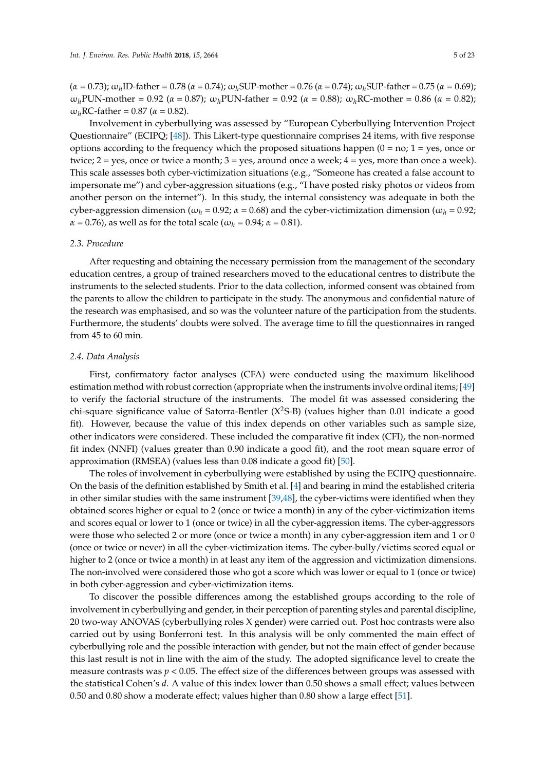($\alpha$ = 0.73); $\omega_h$ID-father = 0.78 ($\alpha$ = 0.74); $\omega_h$SUP-mother = 0.76 ($\alpha$ = 0.74); $\omega_h$SUP-father = 0.75 ($\alpha$ = 0.69); $\omega_h$PUN-mother = 0.92 ($\alpha$ = 0.87); $\omega_h$PUN-father = 0.92 ($\alpha$ = 0.88); $\omega_h$RC-mother = 0.86 ($\alpha$ = 0.82); $\omega_h$RC-father = 0.87 ($\alpha$ = 0.82).

Involvement in cyberbullying was assessed by "European Cyberbullying Intervention Project Questionnaire" (ECIPQ; [48]). This Likert-type questionnaire comprises 24 items, with five response options according to the frequency which the proposed situations happen (0 = no; 1 = yes, once or twice; 2 = yes, once or twice a month; 3 = yes, around once a week; 4 = yes, more than once a week). This scale assesses both cyber-victimization situations (e.g., "Someone has created a false account to impersonate me") and cyber-aggression situations (e.g., "I have posted risky photos or videos from another person on the internet"). In this study, the internal consistency was adequate in both the cyber-aggression dimension ($\omega_h$ = 0.92; $\alpha$ = 0.68) and the cyber-victimization dimension ($\omega_h$ = 0.92; $\alpha$ = 0.76), as well as for the total scale ($\omega_h$ = 0.94; $\alpha$ = 0.81).

### *2.3. Procedure*

After requesting and obtaining the necessary permission from the management of the secondary education centres, a group of trained researchers moved to the educational centres to distribute the instruments to the selected students. Prior to the data collection, informed consent was obtained from the parents to allow the children to participate in the study. The anonymous and confidential nature of the research was emphasised, and so was the volunteer nature of the participation from the students. Furthermore, the students' doubts were solved. The average time to fill the questionnaires in ranged from 45 to 60 min.

### *2.4. Data Analysis*

First, confirmatory factor analyses (CFA) were conducted using the maximum likelihood estimation method with robust correction (appropriate when the instruments involve ordinal items; [49] to verify the factorial structure of the instruments. The model fit was assessed considering the chi-square significance value of Satorra-Bentler ($X^2$S-B) (values higher than 0.01 indicate a good fit). However, because the value of this index depends on other variables such as sample size, other indicators were considered. These included the comparative fit index (CFI), the non-normed fit index (NNFI) (values greater than 0.90 indicate a good fit), and the root mean square error of approximation (RMSEA) (values less than 0.08 indicate a good fit) [50].

The roles of involvement in cyberbullying were established by using the ECIPQ questionnaire. On the basis of the definition established by Smith et al. [4] and bearing in mind the established criteria in other similar studies with the same instrument [39,48], the cyber-victims were identified when they obtained scores higher or equal to 2 (once or twice a month) in any of the cyber-victimization items and scores equal or lower to 1 (once or twice) in all the cyber-aggression items. The cyber-aggressors were those who selected 2 or more (once or twice a month) in any cyber-aggression item and 1 or 0 (once or twice or never) in all the cyber-victimization items. The cyber-bully/victims scored equal or higher to 2 (once or twice a month) in at least any item of the aggression and victimization dimensions. The non-involved were considered those who got a score which was lower or equal to 1 (once or twice) in both cyber-aggression and cyber-victimization items.

To discover the possible differences among the established groups according to the role of involvement in cyberbullying and gender, in their perception of parenting styles and parental discipline, 20 two-way ANOVAS (cyberbullying roles X gender) were carried out. Post hoc contrasts were also carried out by using Bonferroni test. In this analysis will be only commented the main effect of cyberbullying role and the possible interaction with gender, but not the main effect of gender because this last result is not in line with the aim of the study. The adopted significance level to create the measure contrasts was $p < 0.05$. The effect size of the differences between groups was assessed with the statistical Cohen's $d$. A value of this index lower than 0.50 shows a small effect; values between 0.50 and 0.80 show a moderate effect; values higher than 0.80 show a large effect [51].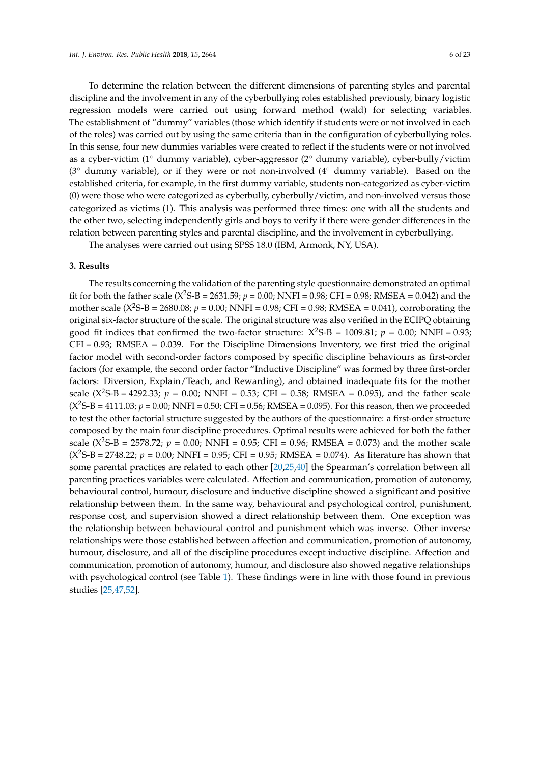To determine the relation between the different dimensions of parenting styles and parental discipline and the involvement in any of the cyberbullying roles established previously, binary logistic regression models were carried out using forward method (wald) for selecting variables. The establishment of "dummy" variables (those which identify if students were or not involved in each of the roles) was carried out by using the same criteria than in the configuration of cyberbullying roles. In this sense, four new dummies variables were created to reflect if the students were or not involved as a cyber-victim (1° dummy variable), cyber-aggressor (2° dummy variable), cyber-bully/victim (3° dummy variable), or if they were or not non-involved (4° dummy variable). Based on the established criteria, for example, in the first dummy variable, students non-categorized as cyber-victim (0) were those who were categorized as cyberbully, cyberbully/victim, and non-involved versus those categorized as victims (1). This analysis was performed three times: one with all the students and the other two, selecting independently girls and boys to verify if there were gender differences in the relation between parenting styles and parental discipline, and the involvement in cyberbullying.

The analyses were carried out using SPSS 18.0 (IBM, Armonk, NY, USA).

## 3. Results

The results concerning the validation of the parenting style questionnaire demonstrated an optimal fit for both the father scale ($X^2$S-B = 2631.59; $p = 0.00$; NNFI = 0.98; CFI = 0.98; RMSEA = 0.042) and the mother scale ($X^2$S-B = 2680.08; $p = 0.00$; NNFI = 0.98; CFI = 0.98; RMSEA = 0.041), corroborating the original six-factor structure of the scale. The original structure was also verified in the ECIPQ obtaining good fit indices that confirmed the two-factor structure: $X^2$S-B = 1009.81; $p = 0.00$; NNFI = 0.93; CFI = 0.93; RMSEA = 0.039. For the Discipline Dimensions Inventory, we first tried the original factor model with second-order factors composed by specific discipline behaviours as first-order factors (for example, the second order factor "Inductive Discipline" was formed by three first-order factors: Diversion, Explain/Teach, and Rewarding), and obtained inadequate fits for the mother scale ($X^2$S-B = 4292.33; $p = 0.00$; NNFI = 0.53; CFI = 0.58; RMSEA = 0.095), and the father scale ($X^2$S-B = 4111.03; $p = 0.00$; NNFI = 0.50; CFI = 0.56; RMSEA = 0.095). For this reason, then we proceeded to test the other factorial structure suggested by the authors of the questionnaire: a first-order structure composed by the main four discipline procedures. Optimal results were achieved for both the father scale ($X^2$S-B = 2578.72; $p = 0.00$; NNFI = 0.95; CFI = 0.96; RMSEA = 0.073) and the mother scale ($X^2$S-B = 2748.22; $p = 0.00$; NNFI = 0.95; CFI = 0.95; RMSEA = 0.074). As literature has shown that some parental practices are related to each other [20,25,40] the Spearman's correlation between all parenting practices variables were calculated. Affection and communication, promotion of autonomy, behavioural control, humour, disclosure and inductive discipline showed a significant and positive relationship between them. In the same way, behavioural and psychological control, punishment, response cost, and supervision showed a direct relationship between them. One exception was the relationship between behavioural control and punishment which was inverse. Other inverse relationships were those established between affection and communication, promotion of autonomy, humour, disclosure, and all of the discipline procedures except inductive discipline. Affection and communication, promotion of autonomy, humour, and disclosure also showed negative relationships with psychological control (see Table 1). These findings were in line with those found in previous studies [25,47,52].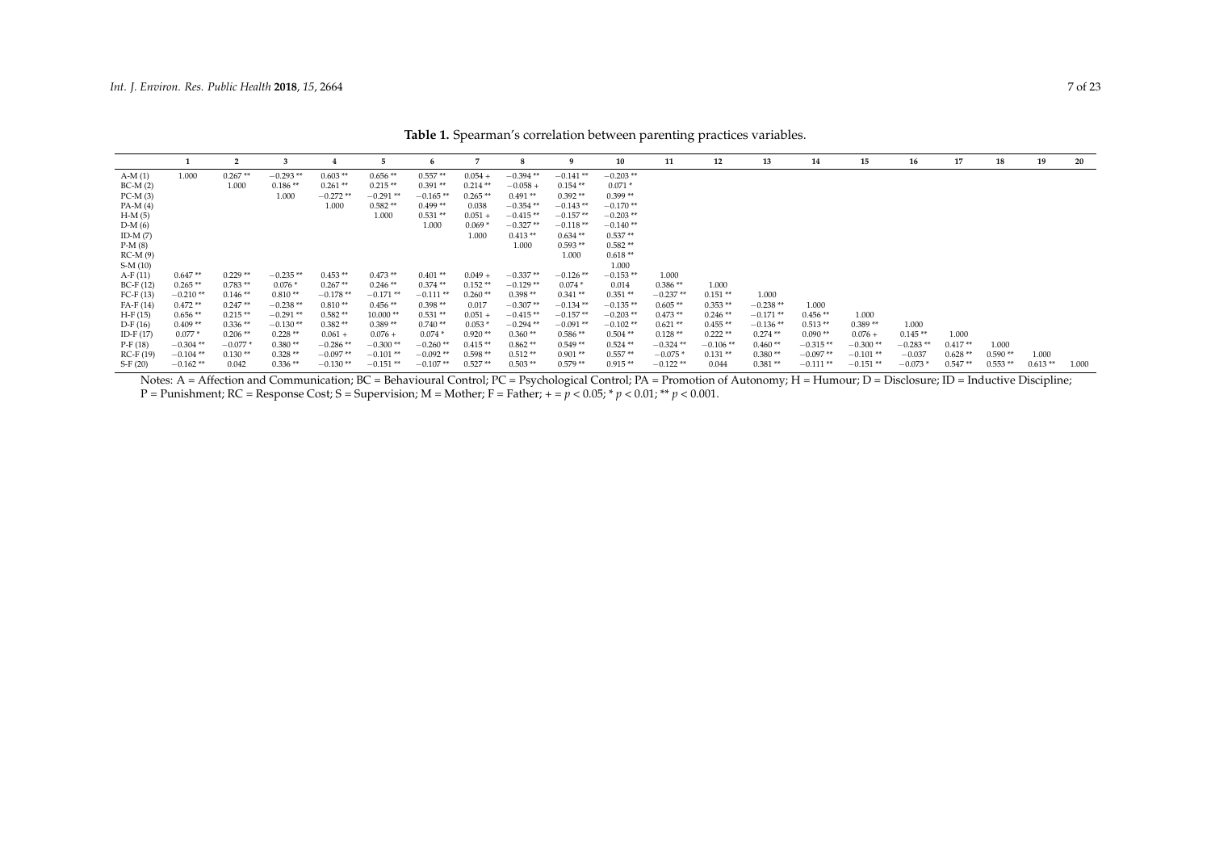**Table 1.** Spearman's correlation between parenting practices variables.

| | 1 | 2 | 3 | 4 | 5 | 6 | 7 | 8 | 9 | 10 | 11 | 12 | 13 | 14 | 15 | 16 | 17 | 18 | 19 | 20 |
|---|---|---|---|---|---|---|---|---|---|---|---|---|---|---|---|---|---|---|---|---|
| A-M (1) | 1.000 | 0.267 ** | −0.293 ** | 0.603 ** | 0.656 ** | 0.557 ** | 0.054 + | −0.394 ** | −0.141 ** | −0.203 ** | | | | | | | | | | |
| BC-M (2) | | 1.000 | 0.186 ** | 0.261 ** | 0.215 ** | 0.391 ** | 0.214 ** | −0.058 + | 0.154 ** | 0.071 * | | | | | | | | | | |
| PC-M (3) | | | 1.000 | −0.272 ** | −0.291 ** | −0.165 ** | 0.265 ** | 0.491 ** | 0.392 ** | 0.399 ** | | | | | | | | | | |
| PA-M (4) | | | | 1.000 | 0.582 ** | 0.499 ** | 0.038 | −0.354 ** | −0.143 ** | −0.170 ** | | | | | | | | | | |
| H-M (5) | | | | | 1.000 | 0.531 ** | 0.051 + | −0.415 ** | −0.157 ** | −0.203 ** | | | | | | | | | | |
| D-M (6) | | | | | | 1.000 | 0.069 * | −0.327 ** | −0.118 ** | −0.140 ** | | | | | | | | | | |
| ID-M (7) | | | | | | | 1.000 | 0.413 ** | 0.634 ** | 0.537 ** | | | | | | | | | | |
| P-M (8) | | | | | | | | 1.000 | 0.593 ** | 0.582 ** | | | | | | | | | | |
| RC-M (9) | | | | | | | | | 1.000 | 0.618 ** | | | | | | | | | | |
| S-M (10) | | | | | | | | | | 1.000 | | | | | | | | | | |
| A-F (11) | 0.647 ** | 0.229 ** | −0.235 ** | 0.453 ** | 0.473 ** | 0.401 ** | 0.049 + | −0.337 ** | −0.126 ** | −0.153 ** | 1.000 | | | | | | | | | |
| BC-F (12) | 0.265 ** | 0.783 ** | 0.076 * | 0.267 ** | 0.246 ** | 0.374 ** | 0.152 ** | −0.129 ** | 0.074 * | 0.014 | 0.386 ** | 1.000 | | | | | | | | |
| FC-F (13) | −0.210 ** | 0.146 ** | 0.810 ** | −0.178 ** | −0.171 ** | −0.111 ** | 0.260 ** | 0.398 ** | 0.341 ** | 0.351 ** | −0.237 ** | 0.151 ** | 1.000 | | | | | | | |
| FA-F (14) | 0.472 ** | 0.247 ** | −0.238 ** | 0.810 ** | 0.456 ** | 0.398 ** | 0.017 | −0.307 ** | −0.134 ** | −0.135 ** | 0.605 ** | 0.353 ** | −0.238 ** | 1.000 | | | | | | |
| H-F (15) | 0.656 ** | 0.215 ** | −0.291 ** | 0.582 ** | 10.000 ** | 0.531 ** | 0.051 + | −0.415 ** | −0.157 ** | −0.203 ** | 0.473 ** | 0.246 ** | −0.171 ** | 0.456 ** | 1.000 | | | | | |
| D-F (16) | 0.409 ** | 0.336 ** | −0.130 ** | 0.382 ** | 0.389 ** | 0.740 ** | 0.053 * | −0.294 ** | −0.091 ** | −0.102 ** | 0.621 ** | 0.455 ** | −0.136 ** | 0.513 ** | 0.389 ** | 1.000 | | | | |
| ID-F (17) | 0.077 * | 0.206 ** | 0.228 ** | 0.061 + | 0.076 + | 0.074 * | 0.920 ** | 0.360 ** | 0.586 ** | 0.504 ** | 0.128 ** | 0.222 ** | 0.274 ** | 0.090 ** | 0.076 + | 0.145 ** | 1.000 | | | |
| P-F (18) | −0.304 ** | −0.077 * | 0.380 ** | −0.286 ** | −0.300 ** | −0.260 ** | 0.415 ** | 0.862 ** | 0.549 ** | 0.524 ** | −0.324 ** | −0.106 ** | 0.460 ** | −0.315 ** | −0.300 ** | −0.283 ** | 0.417 ** | 1.000 | | |
| RC-F (19) | −0.104 ** | 0.130 ** | 0.328 ** | −0.097 ** | −0.101 ** | −0.092 ** | 0.598 ** | 0.512 ** | 0.901 ** | 0.557 ** | −0.075 * | 0.131 ** | 0.380 ** | −0.097 ** | −0.101 ** | −0.037 | 0.628 ** | 0.590 ** | 1.000 | |
| S-F (20) | −0.162 ** | 0.042 | 0.336 ** | −0.130 ** | −0.151 ** | −0.107 ** | 0.527 ** | 0.503 ** | 0.579 ** | 0.915 ** | −0.122 ** | 0.044 | 0.381 ** | −0.111 ** | −0.151 ** | −0.073 * | 0.547 ** | 0.553 ** | 0.613 ** | 1.000 |

Notes: A = Affection and Communication; BC = Behavioural Control; PC = Psychological Control; PA = Promotion of Autonomy; H = Humour; D = Disclosure; ID = Inductive Discipline; P = Punishment; RC = Response Cost; S = Supervision; M = Mother; F = Father; + = $p < 0.05$; * $p < 0.01$; ** $p < 0.001$.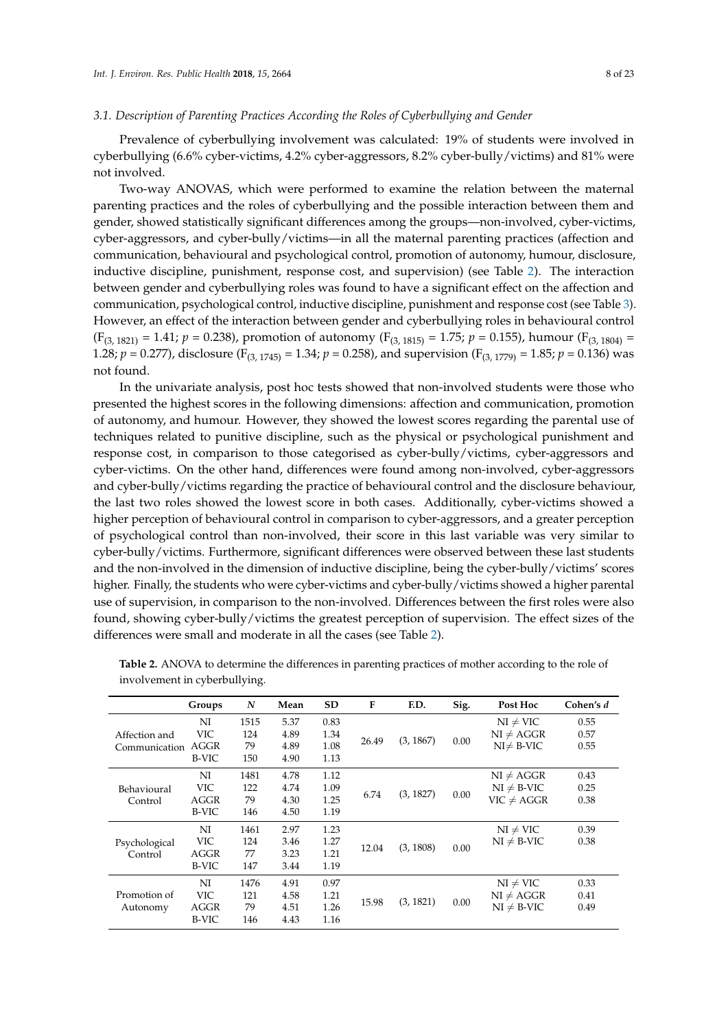### 3.1. Description of Parenting Practices According the Roles of Cyberbullying and Gender

Prevalence of cyberbullying involvement was calculated: 19% of students were involved in cyberbullying (6.6% cyber-victims, 4.2% cyber-aggressors, 8.2% cyber-bully/victims) and 81% were not involved.

Two-way ANOVAS, which were performed to examine the relation between the maternal parenting practices and the roles of cyberbullying and the possible interaction between them and gender, showed statistically significant differences among the groups—non-involved, cyber-victims, cyber-aggressors, and cyber-bully/victims—in all the maternal parenting practices (affection and communication, behavioural and psychological control, promotion of autonomy, humour, disclosure, inductive discipline, punishment, response cost, and supervision) (see Table 2). The interaction between gender and cyberbullying roles was found to have a significant effect on the affection and communication, psychological control, inductive discipline, punishment and response cost (see Table 3). However, an effect of the interaction between gender and cyberbullying roles in behavioural control ($F_{(3, 1821)} = 1.41$; $p = 0.238$), promotion of autonomy ($F_{(3, 1815)} = 1.75$; $p = 0.155$), humour ($F_{(3, 1804)} = 1.28$; $p = 0.277$), disclosure ($F_{(3, 1745)} = 1.34$; $p = 0.258$), and supervision ($F_{(3, 1779)} = 1.85$; $p = 0.136$) was not found.

In the univariate analysis, post hoc tests showed that non-involved students were those who presented the highest scores in the following dimensions: affection and communication, promotion of autonomy, and humour. However, they showed the lowest scores regarding the parental use of techniques related to punitive discipline, such as the physical or psychological punishment and response cost, in comparison to those categorised as cyber-bully/victims, cyber-aggressors and cyber-victims. On the other hand, differences were found among non-involved, cyber-aggressors and cyber-bully/victims regarding the practice of behavioural control and the disclosure behaviour, the last two roles showed the lowest score in both cases. Additionally, cyber-victims showed a higher perception of behavioural control in comparison to cyber-aggressors, and a greater perception of psychological control than non-involved, their score in this last variable was very similar to cyber-bully/victims. Furthermore, significant differences were observed between these last students and the non-involved in the dimension of inductive discipline, being the cyber-bully/victims' scores higher. Finally, the students who were cyber-victims and cyber-bully/victims showed a higher parental use of supervision, in comparison to the non-involved. Differences between the first roles were also found, showing cyber-bully/victims the greatest perception of supervision. The effect sizes of the differences were small and moderate in all the cases (see Table 2).

**Table 2.** ANOVA to determine the differences in parenting practices of mother according to the role of involvement in cyberbullying.

| | Groups | N | Mean | SD | F | F.D. | Sig. | Post Hoc | Cohen's d |
|---|---|---|---|---|---|---|---|---|---|
| Affection and Communication | NI | 1515 | 5.37 | 0.83 | 26.49 | (3, 1867) | 0.00 | NI ≠ VIC | 0.55 |
| | VIC | 124 | 4.89 | 1.34 | | | | NI ≠ AGGR | 0.57 |
| | AGGR | 79 | 4.89 | 1.08 | | | | NI≠ B-VIC | 0.55 |
| | B-VIC | 150 | 4.90 | 1.13 | | | | | |
| Behavioural Control | NI | 1481 | 4.78 | 1.12 | 6.74 | (3, 1827) | 0.00 | NI ≠ AGGR | 0.43 |
| | VIC | 122 | 4.74 | 1.09 | | | | NI ≠ B-VIC | 0.25 |
| | AGGR | 79 | 4.30 | 1.25 | | | | VIC ≠ AGGR | 0.38 |
| | B-VIC | 146 | 4.50 | 1.19 | | | | | |
| Psychological Control | NI | 1461 | 2.97 | 1.23 | 12.04 | (3, 1808) | 0.00 | NI ≠ VIC | 0.39 |
| | VIC | 124 | 3.46 | 1.27 | | | | NI ≠ B-VIC | 0.38 |
| | AGGR | 77 | 3.23 | 1.21 | | | | | |
| | B-VIC | 147 | 3.44 | 1.19 | | | | | |
| Promotion of Autonomy | NI | 1476 | 4.91 | 0.97 | 15.98 | (3, 1821) | 0.00 | NI ≠ VIC | 0.33 |
| | VIC | 121 | 4.58 | 1.21 | | | | NI ≠ AGGR | 0.41 |
| | AGGR | 79 | 4.51 | 1.26 | | | | NI ≠ B-VIC | 0.49 |
| | B-VIC | 146 | 4.43 | 1.16 | | | | | |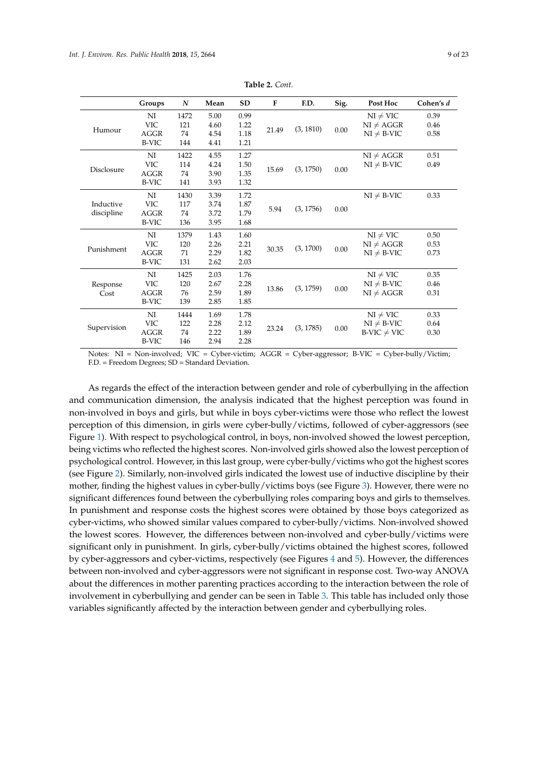**Table 2.** *Cont.*

| | Groups | *N* | Mean | SD | F | F.D. | Sig. | Post Hoc | Cohen's *d* |
|---|---|---|---|---|---|---|---|---|---|
| Humour | NI | 1472 | 5.00 | 0.99 | 21.49 | (3, 1810) | 0.00 | NI ≠ VIC | 0.39 |
| | VIC | 121 | 4.60 | 1.22 | | | | NI ≠ AGGR | 0.46 |
| | AGGR | 74 | 4.54 | 1.18 | | | | NI ≠ B-VIC | 0.58 |
| | B-VIC | 144 | 4.41 | 1.21 | | | | | |
| Disclosure | NI | 1422 | 4.55 | 1.27 | 15.69 | (3, 1750) | 0.00 | NI ≠ AGGR | 0.51 |
| | VIC | 114 | 4.24 | 1.50 | | | | NI ≠ B-VIC | 0.49 |
| | AGGR | 74 | 3.90 | 1.35 | | | | | |
| | B-VIC | 141 | 3.93 | 1.32 | | | | | |
| Inductive discipline | NI | 1430 | 3.39 | 1.72 | 5.94 | (3, 1756) | 0.00 | NI ≠ B-VIC | 0.33 |
| | VIC | 117 | 3.74 | 1.87 | | | | | |
| | AGGR | 74 | 3.72 | 1.79 | | | | | |
| | B-VIC | 136 | 3.95 | 1.68 | | | | | |
| Punishment | NI | 1379 | 1.43 | 1.60 | 30.35 | (3, 1700) | 0.00 | NI ≠ VIC | 0.50 |
| | VIC | 120 | 2.26 | 2.21 | | | | NI ≠ AGGR | 0.53 |
| | AGGR | 71 | 2.29 | 1.82 | | | | NI ≠ B-VIC | 0.73 |
| | B-VIC | 131 | 2.62 | 2.03 | | | | | |
| Response Cost | NI | 1425 | 2.03 | 1.76 | 13.86 | (3, 1759) | 0.00 | NI ≠ VIC | 0.35 |
| | VIC | 120 | 2.67 | 2.28 | | | | NI ≠ B-VIC | 0.46 |
| | AGGR | 76 | 2.59 | 1.89 | | | | NI ≠ AGGR | 0.31 |
| | B-VIC | 139 | 2.85 | 1.85 | | | | | |
| Supervision | NI | 1444 | 1.69 | 1.78 | 23.24 | (3, 1785) | 0.00 | NI ≠ VIC | 0.33 |
| | VIC | 122 | 2.28 | 2.12 | | | | NI ≠ B-VIC | 0.64 |
| | AGGR | 74 | 2.22 | 1.89 | | | | B-VIC ≠ VIC | 0.30 |
| | B-VIC | 146 | 2.94 | 2.28 | | | | | |

Notes: NI = Non-involved; VIC = Cyber-victim; AGGR = Cyber-aggressor; B-VIC = Cyber-bully/Victim; F.D. = Freedom Degrees; SD = Standard Deviation.

As regards the effect of the interaction between gender and role of cyberbullying in the affection and communication dimension, the analysis indicated that the highest perception was found in non-involved in boys and girls, but while in boys cyber-victims were those who reflect the lowest perception of this dimension, in girls were cyber-bully/victims, followed of cyber-aggressors (see Figure 1). With respect to psychological control, in boys, non-involved showed the lowest perception, being victims who reflected the highest scores. Non-involved girls showed also the lowest perception of psychological control. However, in this last group, were cyber-bully/victims who got the highest scores (see Figure 2). Similarly, non-involved girls indicated the lowest use of inductive discipline by their mother, finding the highest values in cyber-bully/victims boys (see Figure 3). However, there were no significant differences found between the cyberbullying roles comparing boys and girls to themselves. In punishment and response costs the highest scores were obtained by those boys categorized as cyber-victims, who showed similar values compared to cyber-bully/victims. Non-involved showed the lowest scores. However, the differences between non-involved and cyber-bully/victims were significant only in punishment. In girls, cyber-bully/victims obtained the highest scores, followed by cyber-aggressors and cyber-victims, respectively (see Figures 4 and 5). However, the differences between non-involved and cyber-aggressors were not significant in response cost. Two-way ANOVA about the differences in mother parenting practices according to the interaction between the role of involvement in cyberbullying and gender can be seen in Table 3. This table has included only those variables significantly affected by the interaction between gender and cyberbullying roles.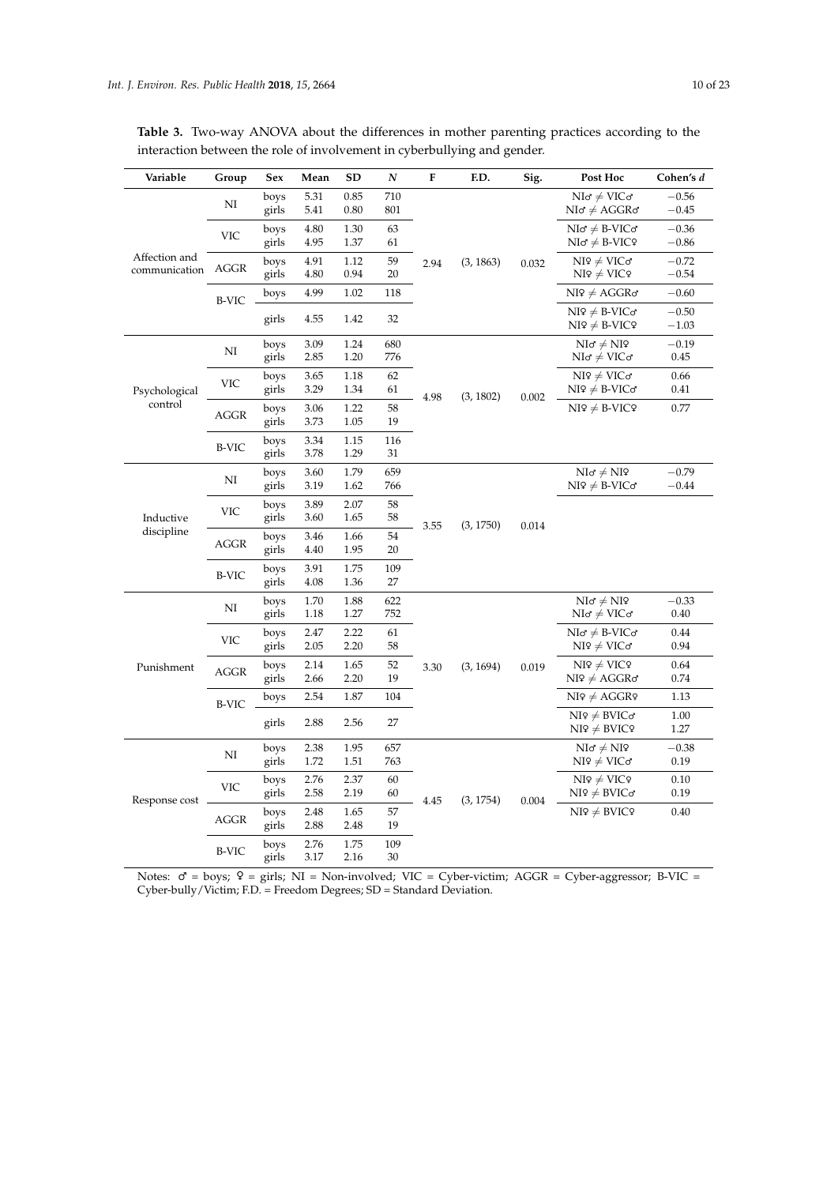**Table 3.** Two-way ANOVA about the differences in mother parenting practices according to the interaction between the role of involvement in cyberbullying and gender.

| Variable | Group | Sex | Mean | SD | *N* | F | F.D. | Sig. | Post Hoc | Cohen's *d* |
|---|---|---|---|---|---|---|---|---|---|---|
| Affection and communication | NI | boys | 5.31 | 0.85 | 710 | 2.94 | (3, 1863) | 0.032 | NI♂ ≠ VIC♂ | −0.56 |
| | | girls | 5.41 | 0.80 | 801 | | | | NI♂ ≠ AGGR♂ | −0.45 |
| | VIC | boys | 4.80 | 1.30 | 63 | | | | NI♂ ≠ B-VIC♂ | −0.36 |
| | | girls | 4.95 | 1.37 | 61 | | | | NI♂ ≠ B-VIC♀ | −0.86 |
| | AGGR | boys | 4.91 | 1.12 | 59 | | | | NI♀ ≠ VIC♂ | −0.72 |
| | | girls | 4.80 | 0.94 | 20 | | | | NI♀ ≠ VIC♀ | −0.54 |
| | B-VIC | boys | 4.99 | 1.02 | 118 | | | | NI♀ ≠ AGGR♂ | −0.60 |
| | | girls | 4.55 | 1.42 | 32 | | | | NI♀ ≠ B-VIC♂ | −0.50 |
| | | | | | | | | | NI♀ ≠ B-VIC♀ | −1.03 |
| Psychological control | NI | boys | 3.09 | 1.24 | 680 | 4.98 | (3, 1802) | 0.002 | NI♂ ≠ NI♀ | −0.19 |
| | | girls | 2.85 | 1.20 | 776 | | | | NI♂ ≠ VIC♂ | 0.45 |
| | VIC | boys | 3.65 | 1.18 | 62 | | | | NI♀ ≠ VIC♂ | 0.66 |
| | | girls | 3.29 | 1.34 | 61 | | | | NI♀ ≠ B-VIC♂ | 0.41 |
| | AGGR | boys | 3.06 | 1.22 | 58 | | | | NI♀ ≠ B-VIC♀ | 0.77 |
| | | girls | 3.73 | 1.05 | 19 | | | | | |
| | B-VIC | boys | 3.34 | 1.15 | 116 | | | | | |
| | | girls | 3.78 | 1.29 | 31 | | | | | |
| Inductive discipline | NI | boys | 3.60 | 1.79 | 659 | 3.55 | (3, 1750) | 0.014 | NI♂ ≠ NI♀ | −0.79 |
| | | girls | 3.19 | 1.62 | 766 | | | | NI♀ ≠ B-VIC♂ | −0.44 |
| | VIC | boys | 3.89 | 2.07 | 58 | | | | | |
| | | girls | 3.60 | 1.65 | 58 | | | | | |
| | AGGR | boys | 3.46 | 1.66 | 54 | | | | | |
| | | girls | 4.40 | 1.95 | 20 | | | | | |
| | B-VIC | boys | 3.91 | 1.75 | 109 | | | | | |
| | | girls | 4.08 | 1.36 | 27 | | | | | |
| Punishment | NI | boys | 1.70 | 1.88 | 622 | 3.30 | (3, 1694) | 0.019 | NI♂ ≠ NI♀ | −0.33 |
| | | girls | 1.18 | 1.27 | 752 | | | | NI♂ ≠ VIC♂ | 0.40 |
| | VIC | boys | 2.47 | 2.22 | 61 | | | | NI♂ ≠ B-VIC♂ | 0.44 |
| | | girls | 2.05 | 2.20 | 58 | | | | NI♀ ≠ VIC♂ | 0.94 |
| | AGGR | boys | 2.14 | 1.65 | 52 | | | | NI♀ ≠ VIC♀ | 0.64 |
| | | girls | 2.66 | 2.20 | 19 | | | | NI♀ ≠ AGGR♂ | 0.74 |
| | B-VIC | boys | 2.54 | 1.87 | 104 | | | | NI♀ ≠ AGGR♀ | 1.13 |
| | | girls | 2.88 | 2.56 | 27 | | | | NI♀ ≠ BVIC♂ | 1.00 |
| | | | | | | | | | NI♀ ≠ BVIC♀ | 1.27 |
| Response cost | NI | boys | 2.38 | 1.95 | 657 | 4.45 | (3, 1754) | 0.004 | NI♂ ≠ NI♀ | −0.38 |
| | | girls | 1.72 | 1.51 | 763 | | | | NI♀ ≠ VIC♂ | 0.19 |
| | VIC | boys | 2.76 | 2.37 | 60 | | | | NI♀ ≠ VIC♀ | 0.10 |
| | | girls | 2.58 | 2.19 | 60 | | | | NI♀ ≠ BVIC♂ | 0.19 |
| | AGGR | boys | 2.48 | 1.65 | 57 | | | | NI♀ ≠ BVIC♀ | 0.40 |
| | | girls | 2.88 | 2.48 | 19 | | | | | |
| | B-VIC | boys | 2.76 | 1.75 | 109 | | | | | |
| | | girls | 3.17 | 2.16 | 30 | | | | | |

Notes: ♂ = boys; ♀ = girls; NI = Non-involved; VIC = Cyber-victim; AGGR = Cyber-aggressor; B-VIC = Cyber-bully/Victim; F.D. = Freedom Degrees; SD = Standard Deviation.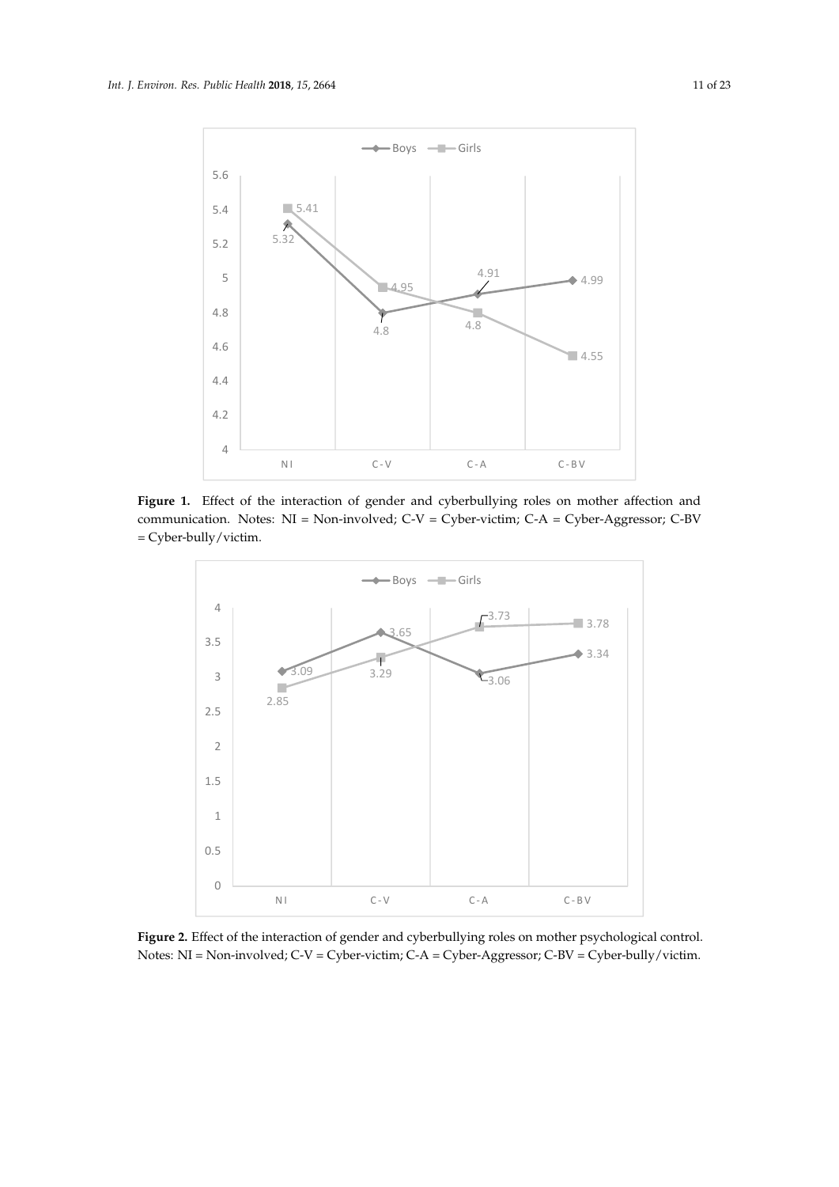**Figure 1.** Effect of the interaction of gender and cyberbullying roles on mother affection and communication. Notes: NI = Non-involved; C-V = Cyber-victim; C-A = Cyber-Aggressor; C-BV = Cyber-bully/victim.

**Figure 2.** Effect of the interaction of gender and cyberbullying roles on mother psychological control. Notes: NI = Non-involved; C-V = Cyber-victim; C-A = Cyber-Aggressor; C-BV = Cyber-bully/victim.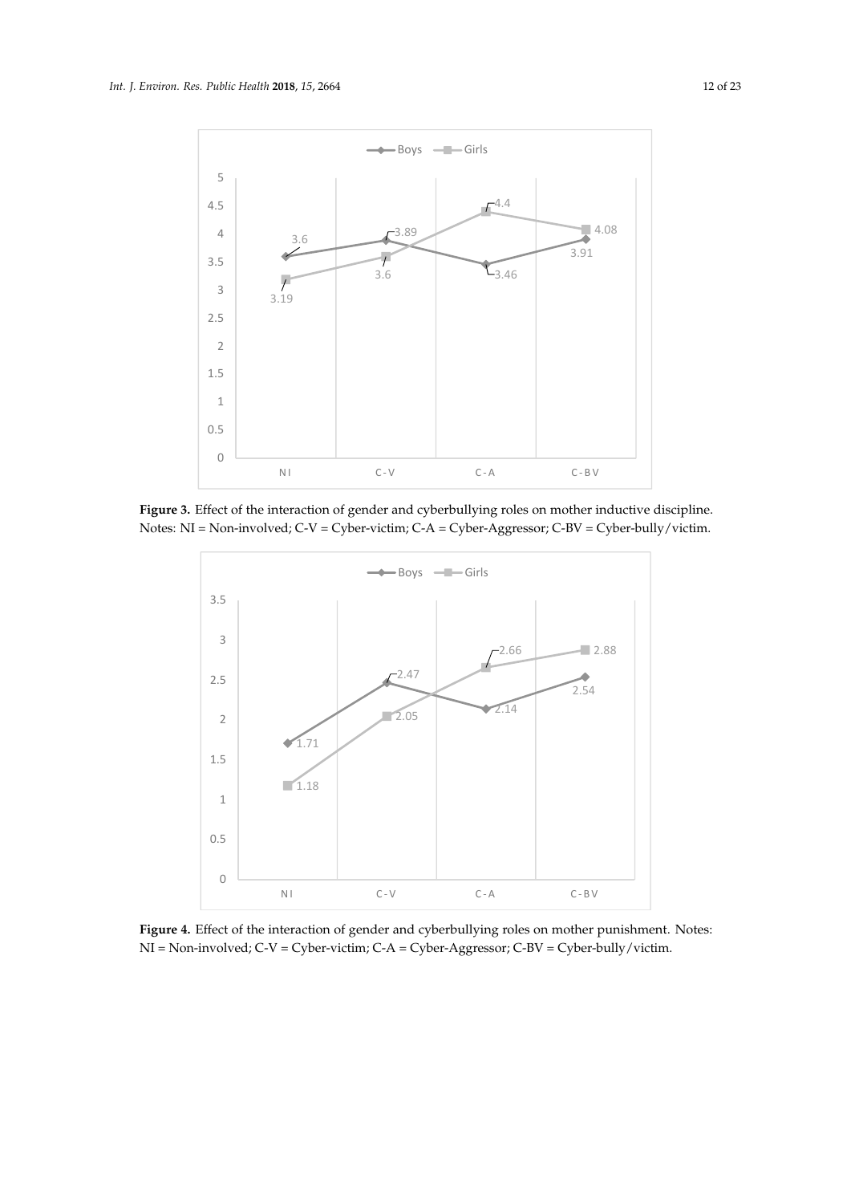**Figure 3.** Effect of the interaction of gender and cyberbullying roles on mother inductive discipline. Notes: NI = Non-involved; C-V = Cyber-victim; C-A = Cyber-Aggressor; C-BV = Cyber-bully/victim.

**Figure 4.** Effect of the interaction of gender and cyberbullying roles on mother punishment. Notes: NI = Non-involved; C-V = Cyber-victim; C-A = Cyber-Aggressor; C-BV = Cyber-bully/victim.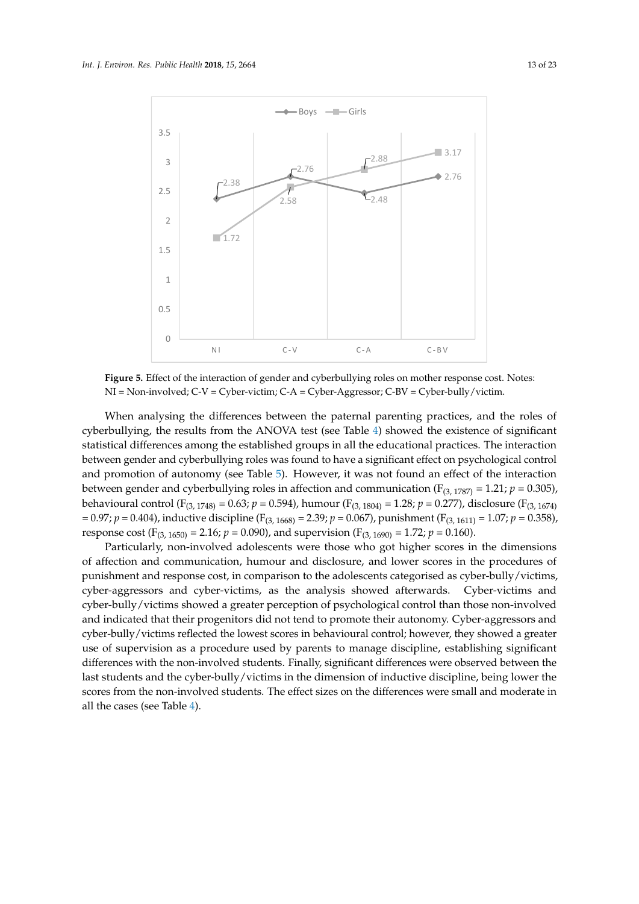**Figure 5.** Effect of the interaction of gender and cyberbullying roles on mother response cost. Notes: NI = Non-involved; C-V = Cyber-victim; C-A = Cyber-Aggressor; C-BV = Cyber-bully/victim.

When analysing the differences between the paternal parenting practices, and the roles of cyberbullying, the results from the ANOVA test (see Table 4) showed the existence of significant statistical differences among the established groups in all the educational practices. The interaction between gender and cyberbullying roles was found to have a significant effect on psychological control and promotion of autonomy (see Table 5). However, it was not found an effect of the interaction between gender and cyberbullying roles in affection and communication ($F_{(3, 1787)} = 1.21$; $p = 0.305$), behavioural control ($F_{(3, 1748)} = 0.63$; $p = 0.594$), humour ($F_{(3, 1804)} = 1.28$; $p = 0.277$), disclosure ($F_{(3, 1674)} = 0.97$; $p = 0.404$), inductive discipline ($F_{(3, 1668)} = 2.39$; $p = 0.067$), punishment ($F_{(3, 1611)} = 1.07$; $p = 0.358$), response cost ($F_{(3, 1650)} = 2.16$; $p = 0.090$), and supervision ($F_{(3, 1690)} = 1.72$; $p = 0.160$).

Particularly, non-involved adolescents were those who got higher scores in the dimensions of affection and communication, humour and disclosure, and lower scores in the procedures of punishment and response cost, in comparison to the adolescents categorised as cyber-bully/victims, cyber-aggressors and cyber-victims, as the analysis showed afterwards. Cyber-victims and cyber-bully/victims showed a greater perception of psychological control than those non-involved and indicated that their progenitors did not tend to promote their autonomy. Cyber-aggressors and cyber-bully/victims reflected the lowest scores in behavioural control; however, they showed a greater use of supervision as a procedure used by parents to manage discipline, establishing significant differences with the non-involved students. Finally, significant differences were observed between the last students and the cyber-bully/victims in the dimension of inductive discipline, being lower the scores from the non-involved students. The effect sizes on the differences were small and moderate in all the cases (see Table 4).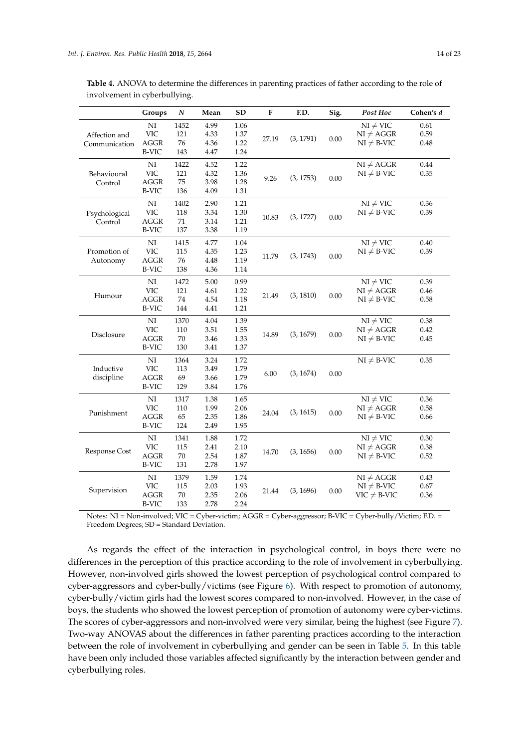**Table 4.** ANOVA to determine the differences in parenting practices of father according to the role of involvement in cyberbullying.

| | Groups | *N* | Mean | SD | F | F.D. | Sig. | *Post Hoc* | Cohen's *d* |
|---|---|---|---|---|---|---|---|---|---|
| Affection and Communication | NI | 1452 | 4.99 | 1.06 | 27.19 | (3, 1791) | 0.00 | NI ≠ VIC | 0.61 |
| | VIC | 121 | 4.33 | 1.37 | | | | NI ≠ AGGR | 0.59 |
| | AGGR | 76 | 4.36 | 1.22 | | | | NI ≠ B-VIC | 0.48 |
| | B-VIC | 143 | 4.47 | 1.24 | | | | | |
| Behavioural Control | NI | 1422 | 4.52 | 1.22 | 9.26 | (3, 1753) | 0.00 | NI ≠ AGGR | 0.44 |
| | VIC | 121 | 4.32 | 1.36 | | | | NI ≠ B-VIC | 0.35 |
| | AGGR | 75 | 3.98 | 1.28 | | | | | |
| | B-VIC | 136 | 4.09 | 1.31 | | | | | |
| Psychological Control | NI | 1402 | 2.90 | 1.21 | 10.83 | (3, 1727) | 0.00 | NI ≠ VIC | 0.36 |
| | VIC | 118 | 3.34 | 1.30 | | | | NI ≠ B-VIC | 0.39 |
| | AGGR | 71 | 3.14 | 1.21 | | | | | |
| | B-VIC | 137 | 3.38 | 1.19 | | | | | |
| Promotion of Autonomy | NI | 1415 | 4.77 | 1.04 | 11.79 | (3, 1743) | 0.00 | NI ≠ VIC | 0.40 |
| | VIC | 115 | 4.35 | 1.23 | | | | NI ≠ B-VIC | 0.39 |
| | AGGR | 76 | 4.48 | 1.19 | | | | | |
| | B-VIC | 138 | 4.36 | 1.14 | | | | | |
| Humour | NI | 1472 | 5.00 | 0.99 | 21.49 | (3, 1810) | 0.00 | NI ≠ VIC | 0.39 |
| | VIC | 121 | 4.61 | 1.22 | | | | NI ≠ AGGR | 0.46 |
| | AGGR | 74 | 4.54 | 1.18 | | | | NI ≠ B-VIC | 0.58 |
| | B-VIC | 144 | 4.41 | 1.21 | | | | | |
| Disclosure | NI | 1370 | 4.04 | 1.39 | 14.89 | (3, 1679) | 0.00 | NI ≠ VIC | 0.38 |
| | VIC | 110 | 3.51 | 1.55 | | | | NI ≠ AGGR | 0.42 |
| | AGGR | 70 | 3.46 | 1.33 | | | | NI ≠ B-VIC | 0.45 |
| | B-VIC | 130 | 3.41 | 1.37 | | | | | |
| Inductive discipline | NI | 1364 | 3.24 | 1.72 | 6.00 | (3, 1674) | 0.00 | NI ≠ B-VIC | 0.35 |
| | VIC | 113 | 3.49 | 1.79 | | | | | |
| | AGGR | 69 | 3.66 | 1.79 | | | | | |
| | B-VIC | 129 | 3.84 | 1.76 | | | | | |
| Punishment | NI | 1317 | 1.38 | 1.65 | 24.04 | (3, 1615) | 0.00 | NI ≠ VIC | 0.36 |
| | VIC | 110 | 1.99 | 2.06 | | | | NI ≠ AGGR | 0.58 |
| | AGGR | 65 | 2.35 | 1.86 | | | | NI ≠ B-VIC | 0.66 |
| | B-VIC | 124 | 2.49 | 1.95 | | | | | |
| Response Cost | NI | 1341 | 1.88 | 1.72 | 14.70 | (3, 1656) | 0.00 | NI ≠ VIC | 0.30 |
| | VIC | 115 | 2.41 | 2.10 | | | | NI ≠ AGGR | 0.38 |
| | AGGR | 70 | 2.54 | 1.87 | | | | NI ≠ B-VIC | 0.52 |
| | B-VIC | 131 | 2.78 | 1.97 | | | | | |
| Supervision | NI | 1379 | 1.59 | 1.74 | 21.44 | (3, 1696) | 0.00 | NI ≠ AGGR | 0.43 |
| | VIC | 115 | 2.03 | 1.93 | | | | NI ≠ B-VIC | 0.67 |
| | AGGR | 70 | 2.35 | 2.06 | | | | VIC ≠ B-VIC | 0.36 |
| | B-VIC | 133 | 2.78 | 2.24 | | | | | |

Notes: NI = Non-involved; VIC = Cyber-victim; AGGR = Cyber-aggressor; B-VIC = Cyber-bully/Victim; F.D. = Freedom Degrees; SD = Standard Deviation.

As regards the effect of the interaction in psychological control, in boys there were no differences in the perception of this practice according to the role of involvement in cyberbullying. However, non-involved girls showed the lowest perception of psychological control compared to cyber-aggressors and cyber-bully/victims (see Figure 6). With respect to promotion of autonomy, cyber-bully/victim girls had the lowest scores compared to non-involved. However, in the case of boys, the students who showed the lowest perception of promotion of autonomy were cyber-victims. The scores of cyber-aggressors and non-involved were very similar, being the highest (see Figure 7). Two-way ANOVAS about the differences in father parenting practices according to the interaction between the role of involvement in cyberbullying and gender can be seen in Table 5. In this table have been only included those variables affected significantly by the interaction between gender and cyberbullying roles.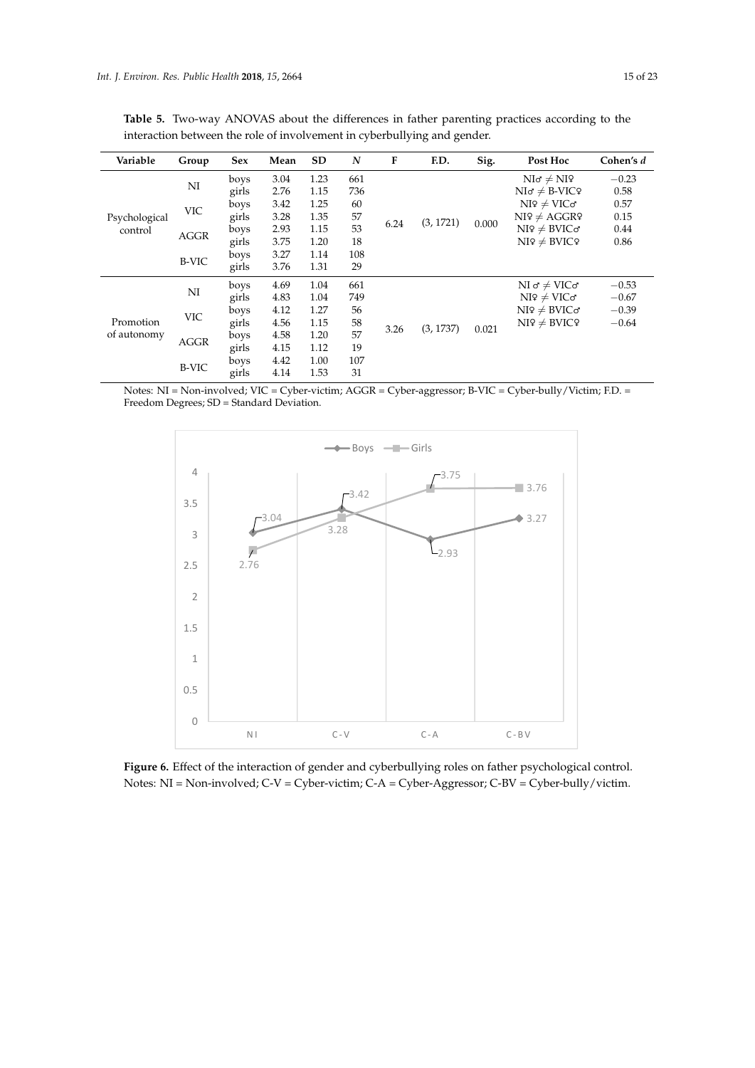**Table 5.** Two-way ANOVAS about the differences in father parenting practices according to the interaction between the role of involvement in cyberbullying and gender.

| Variable | Group | Sex | Mean | SD | *N* | F | F.D. | Sig. | Post Hoc | Cohen's *d* |
|---|---|---|---|---|---|---|---|---|---|---|
| Psychological control | NI | boys | 3.04 | 1.23 | 661 | 6.24 | (3, 1721) | 0.000 | NI♂ ≠ NI♀ | −0.23 |
| | | girls | 2.76 | 1.15 | 736 | | | | NI♂ ≠ B-VIC♀ | 0.58 |
| | VIC | boys | 3.42 | 1.25 | 60 | | | | NI♀ ≠ VIC♂ | 0.57 |
| | | girls | 3.28 | 1.35 | 57 | | | | NI♀ ≠ AGGR♀ | 0.15 |
| | AGGR | boys | 2.93 | 1.15 | 53 | | | | NI♀ ≠ BVIC♂ | 0.44 |
| | | girls | 3.75 | 1.20 | 18 | | | | NI♀ ≠ BVIC♀ | 0.86 |
| | B-VIC | boys | 3.27 | 1.14 | 108 | | | | | |
| | | girls | 3.76 | 1.31 | 29 | | | | | |
| Promotion of autonomy | NI | boys | 4.69 | 1.04 | 661 | 3.26 | (3, 1737) | 0.021 | NI ♂ ≠ VIC♂ | −0.53 |
| | | girls | 4.83 | 1.04 | 749 | | | | NI♀ ≠ VIC♂ | −0.67 |
| | VIC | boys | 4.12 | 1.27 | 56 | | | | NI♀ ≠ BVIC♂ | −0.39 |
| | | girls | 4.56 | 1.15 | 58 | | | | NI♀ ≠ BVIC♀ | −0.64 |
| | AGGR | boys | 4.58 | 1.20 | 57 | | | | | |
| | | girls | 4.15 | 1.12 | 19 | | | | | |
| | B-VIC | boys | 4.42 | 1.00 | 107 | | | | | |
| | | girls | 4.14 | 1.53 | 31 | | | | | |

Notes: NI = Non-involved; VIC = Cyber-victim; AGGR = Cyber-aggressor; B-VIC = Cyber-bully/Victim; F.D. = Freedom Degrees; SD = Standard Deviation.

**Figure 6.** Effect of the interaction of gender and cyberbullying roles on father psychological control. Notes: NI = Non-involved; C-V = Cyber-victim; C-A = Cyber-Aggressor; C-BV = Cyber-bully/victim.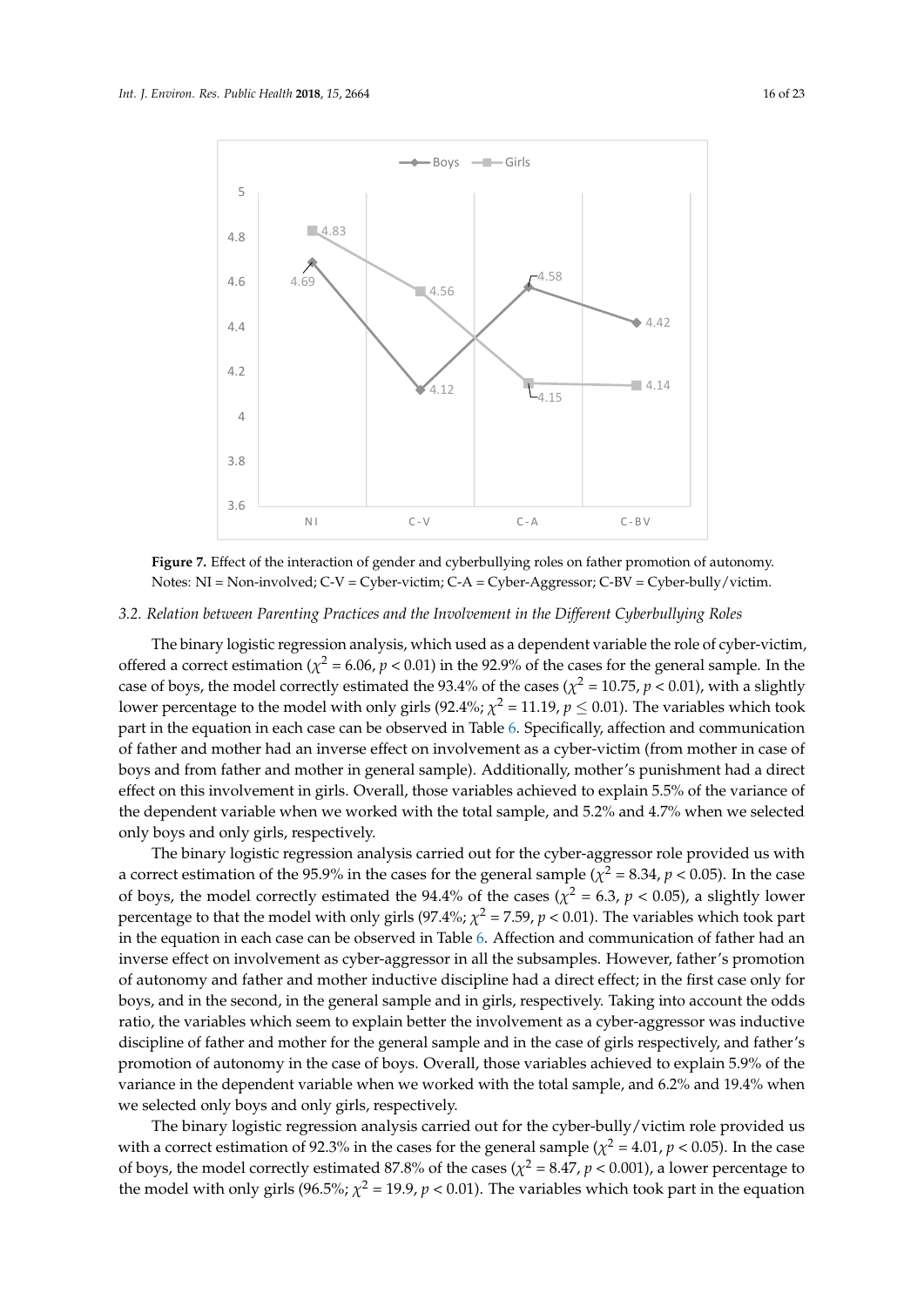**Figure 7.** Effect of the interaction of gender and cyberbullying roles on father promotion of autonomy. Notes: NI = Non-involved; C-V = Cyber-victim; C-A = Cyber-Aggressor; C-BV = Cyber-bully/victim.

### 3.2. Relation between Parenting Practices and the Involvement in the Different Cyberbullying Roles

The binary logistic regression analysis, which used as a dependent variable the role of cyber-victim, offered a correct estimation ($\chi^2 = 6.06$, $p < 0.01$) in the 92.9% of the cases for the general sample. In the case of boys, the model correctly estimated the 93.4% of the cases ($\chi^2 = 10.75$, $p < 0.01$), with a slightly lower percentage to the model with only girls (92.4%; $\chi^2 = 11.19$, $p \leq 0.01$). The variables which took part in the equation in each case can be observed in Table 6. Specifically, affection and communication of father and mother had an inverse effect on involvement as a cyber-victim (from mother in case of boys and from father and mother in general sample). Additionally, mother's punishment had a direct effect on this involvement in girls. Overall, those variables achieved to explain 5.5% of the variance of the dependent variable when we worked with the total sample, and 5.2% and 4.7% when we selected only boys and only girls, respectively.

The binary logistic regression analysis carried out for the cyber-aggressor role provided us with a correct estimation of the 95.9% in the cases for the general sample ($\chi^2 = 8.34$, $p < 0.05$). In the case of boys, the model correctly estimated the 94.4% of the cases ($\chi^2 = 6.3$, $p < 0.05$), a slightly lower percentage to that the model with only girls (97.4%; $\chi^2 = 7.59$, $p < 0.01$). The variables which took part in the equation in each case can be observed in Table 6. Affection and communication of father had an inverse effect on involvement as cyber-aggressor in all the subsamples. However, father's promotion of autonomy and father and mother inductive discipline had a direct effect; in the first case only for boys, and in the second, in the general sample and in girls, respectively. Taking into account the odds ratio, the variables which seem to explain better the involvement as a cyber-aggressor was inductive discipline of father and mother for the general sample and in the case of girls respectively, and father's promotion of autonomy in the case of boys. Overall, those variables achieved to explain 5.9% of the variance in the dependent variable when we worked with the total sample, and 6.2% and 19.4% when we selected only boys and only girls, respectively.

The binary logistic regression analysis carried out for the cyber-bully/victim role provided us with a correct estimation of 92.3% in the cases for the general sample ($\chi^2 = 4.01$, $p < 0.05$). In the case of boys, the model correctly estimated 87.8% of the cases ($\chi^2 = 8.47$, $p < 0.001$), a lower percentage to the model with only girls (96.5%; $\chi^2 = 19.9$, $p < 0.01$). The variables which took part in the equation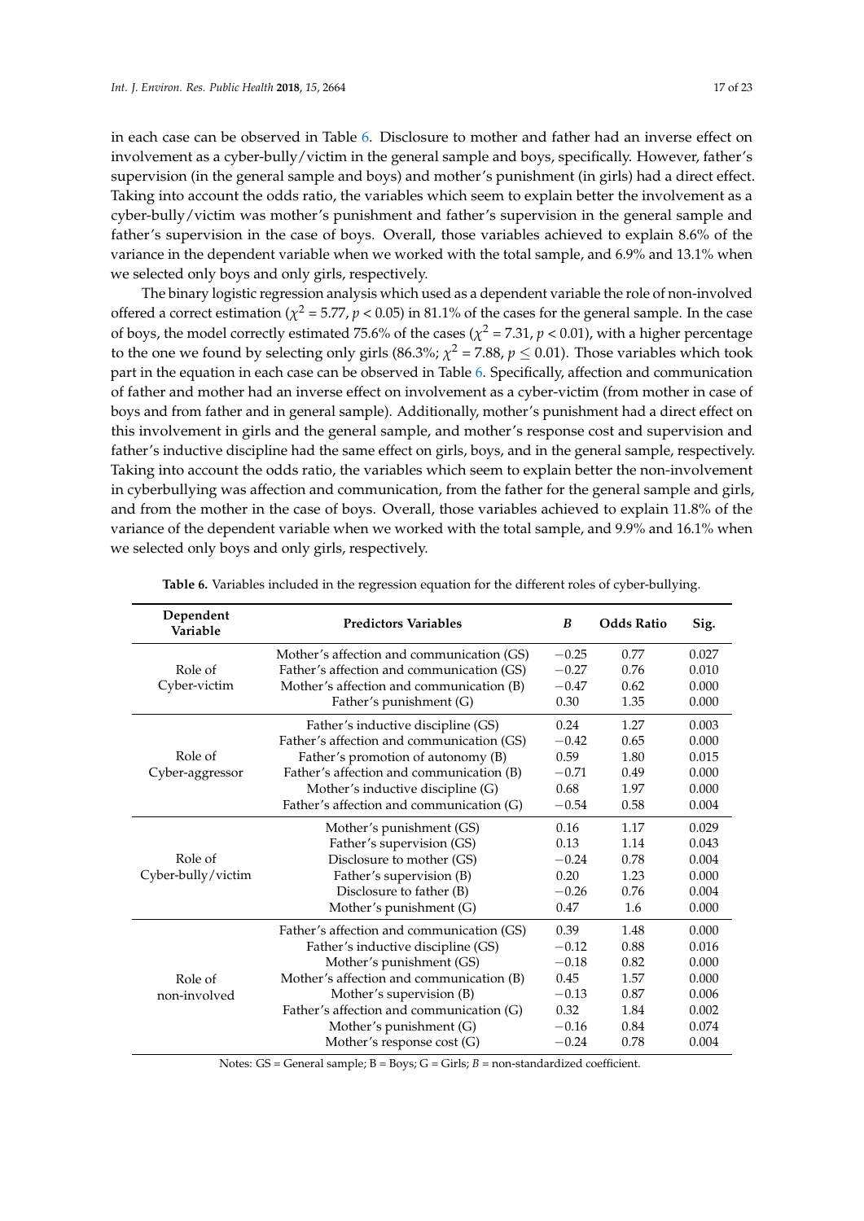in each case can be observed in Table 6. Disclosure to mother and father had an inverse effect on involvement as a cyber-bully/victim in the general sample and boys, specifically. However, father's supervision (in the general sample and boys) and mother's punishment (in girls) had a direct effect. Taking into account the odds ratio, the variables which seem to explain better the involvement as a cyber-bully/victim was mother's punishment and father's supervision in the general sample and father's supervision in the case of boys. Overall, those variables achieved to explain 8.6% of the variance in the dependent variable when we worked with the total sample, and 6.9% and 13.1% when we selected only boys and only girls, respectively.

The binary logistic regression analysis which used as a dependent variable the role of non-involved offered a correct estimation ($\chi^2$ = 5.77, $p < 0.05$) in 81.1% of the cases for the general sample. In the case of boys, the model correctly estimated 75.6% of the cases ($\chi^2$ = 7.31, $p < 0.01$), with a higher percentage to the one we found by selecting only girls (86.3%; $\chi^2$ = 7.88, $p \leq 0.01$). Those variables which took part in the equation in each case can be observed in Table 6. Specifically, affection and communication of father and mother had an inverse effect on involvement as a cyber-victim (from mother in case of boys and from father and in general sample). Additionally, mother's punishment had a direct effect on this involvement in girls and the general sample, and mother's response cost and supervision and father's inductive discipline had the same effect on girls, boys, and in the general sample, respectively. Taking into account the odds ratio, the variables which seem to explain better the non-involvement in cyberbullying was affection and communication, from the father for the general sample and girls, and from the mother in the case of boys. Overall, those variables achieved to explain 11.8% of the variance of the dependent variable when we worked with the total sample, and 9.9% and 16.1% when we selected only boys and only girls, respectively.

**Table 6.** Variables included in the regression equation for the different roles of cyber-bullying.

| Dependent Variable | Predictors Variables | *B* | Odds Ratio | Sig. |
|---|---|---|---|---|
| Role of Cyber-victim | Mother's affection and communication (GS) | −0.25 | 0.77 | 0.027 |
| | Father's affection and communication (GS) | −0.27 | 0.76 | 0.010 |
| | Mother's affection and communication (B) | −0.47 | 0.62 | 0.000 |
| | Father's punishment (G) | 0.30 | 1.35 | 0.000 |
| Role of Cyber-aggressor | Father's inductive discipline (GS) | 0.24 | 1.27 | 0.003 |
| | Father's affection and communication (GS) | −0.42 | 0.65 | 0.000 |
| | Father's promotion of autonomy (B) | 0.59 | 1.80 | 0.015 |
| | Father's affection and communication (B) | −0.71 | 0.49 | 0.000 |
| | Mother's inductive discipline (G) | 0.68 | 1.97 | 0.000 |
| | Father's affection and communication (G) | −0.54 | 0.58 | 0.004 |
| Role of Cyber-bully/victim | Mother's punishment (GS) | 0.16 | 1.17 | 0.029 |
| | Father's supervision (GS) | 0.13 | 1.14 | 0.043 |
| | Disclosure to mother (GS) | −0.24 | 0.78 | 0.004 |
| | Father's supervision (B) | 0.20 | 1.23 | 0.000 |
| | Disclosure to father (B) | −0.26 | 0.76 | 0.004 |
| | Mother's punishment (G) | 0.47 | 1.6 | 0.000 |
| Role of non-involved | Father's affection and communication (GS) | 0.39 | 1.48 | 0.000 |
| | Father's inductive discipline (GS) | −0.12 | 0.88 | 0.016 |
| | Mother's punishment (GS) | −0.18 | 0.82 | 0.000 |
| | Mother's affection and communication (B) | 0.45 | 1.57 | 0.000 |
| | Mother's supervision (B) | −0.13 | 0.87 | 0.006 |
| | Father's affection and communication (G) | 0.32 | 1.84 | 0.002 |
| | Mother's punishment (G) | −0.16 | 0.84 | 0.074 |
| | Mother's response cost (G) | −0.24 | 0.78 | 0.004 |

Notes: GS = General sample; B = Boys; G = Girls; *B* = non-standardized coefficient.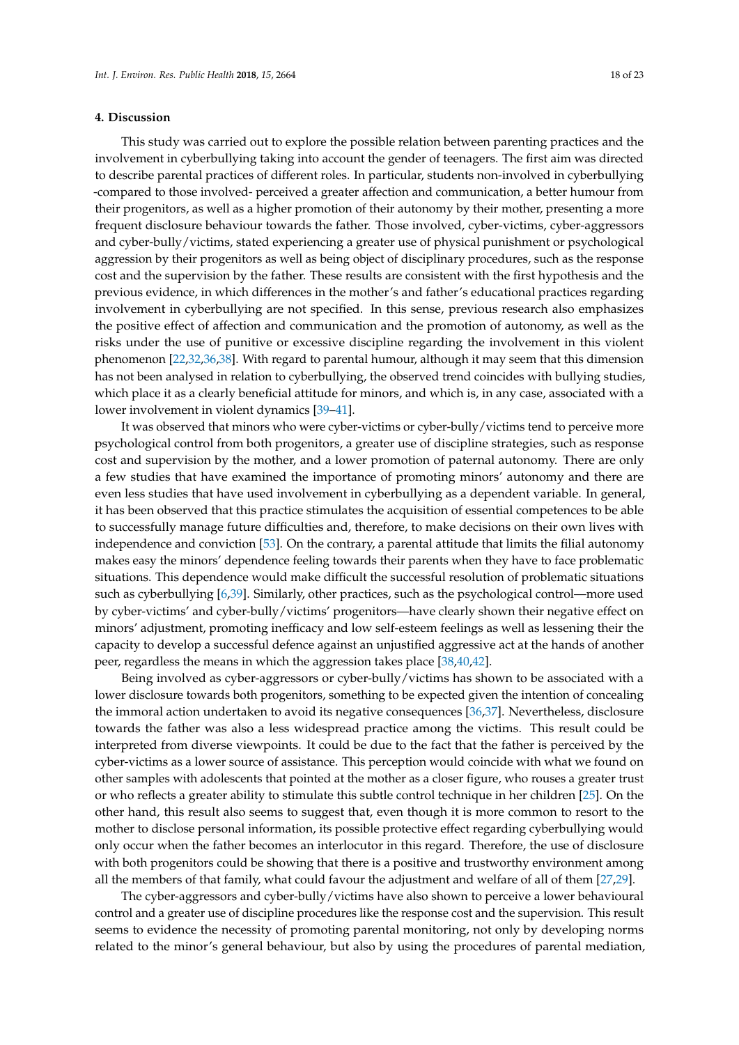## 4. Discussion

This study was carried out to explore the possible relation between parenting practices and the involvement in cyberbullying taking into account the gender of teenagers. The first aim was directed to describe parental practices of different roles. In particular, students non-involved in cyberbullying -compared to those involved- perceived a greater affection and communication, a better humour from their progenitors, as well as a higher promotion of their autonomy by their mother, presenting a more frequent disclosure behaviour towards the father. Those involved, cyber-victims, cyber-aggressors and cyber-bully/victims, stated experiencing a greater use of physical punishment or psychological aggression by their progenitors as well as being object of disciplinary procedures, such as the response cost and the supervision by the father. These results are consistent with the first hypothesis and the previous evidence, in which differences in the mother's and father's educational practices regarding involvement in cyberbullying are not specified. In this sense, previous research also emphasizes the positive effect of affection and communication and the promotion of autonomy, as well as the risks under the use of punitive or excessive discipline regarding the involvement in this violent phenomenon [22,32,36,38]. With regard to parental humour, although it may seem that this dimension has not been analysed in relation to cyberbullying, the observed trend coincides with bullying studies, which place it as a clearly beneficial attitude for minors, and which is, in any case, associated with a lower involvement in violent dynamics [39–41].

It was observed that minors who were cyber-victims or cyber-bully/victims tend to perceive more psychological control from both progenitors, a greater use of discipline strategies, such as response cost and supervision by the mother, and a lower promotion of paternal autonomy. There are only a few studies that have examined the importance of promoting minors' autonomy and there are even less studies that have used involvement in cyberbullying as a dependent variable. In general, it has been observed that this practice stimulates the acquisition of essential competences to be able to successfully manage future difficulties and, therefore, to make decisions on their own lives with independence and conviction [53]. On the contrary, a parental attitude that limits the filial autonomy makes easy the minors' dependence feeling towards their parents when they have to face problematic situations. This dependence would make difficult the successful resolution of problematic situations such as cyberbullying [6,39]. Similarly, other practices, such as the psychological control—more used by cyber-victims' and cyber-bully/victims' progenitors—have clearly shown their negative effect on minors' adjustment, promoting inefficacy and low self-esteem feelings as well as lessening their the capacity to develop a successful defence against an unjustified aggressive act at the hands of another peer, regardless the means in which the aggression takes place [38,40,42].

Being involved as cyber-aggressors or cyber-bully/victims has shown to be associated with a lower disclosure towards both progenitors, something to be expected given the intention of concealing the immoral action undertaken to avoid its negative consequences [36,37]. Nevertheless, disclosure towards the father was also a less widespread practice among the victims. This result could be interpreted from diverse viewpoints. It could be due to the fact that the father is perceived by the cyber-victims as a lower source of assistance. This perception would coincide with what we found on other samples with adolescents that pointed at the mother as a closer figure, who rouses a greater trust or who reflects a greater ability to stimulate this subtle control technique in her children [25]. On the other hand, this result also seems to suggest that, even though it is more common to resort to the mother to disclose personal information, its possible protective effect regarding cyberbullying would only occur when the father becomes an interlocutor in this regard. Therefore, the use of disclosure with both progenitors could be showing that there is a positive and trustworthy environment among all the members of that family, what could favour the adjustment and welfare of all of them [27,29].

The cyber-aggressors and cyber-bully/victims have also shown to perceive a lower behavioural control and a greater use of discipline procedures like the response cost and the supervision. This result seems to evidence the necessity of promoting parental monitoring, not only by developing norms related to the minor's general behaviour, but also by using the procedures of parental mediation,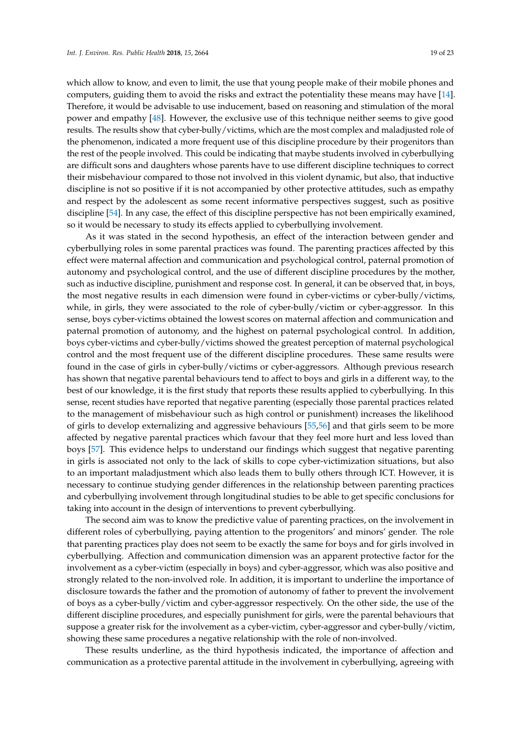which allow to know, and even to limit, the use that young people make of their mobile phones and computers, guiding them to avoid the risks and extract the potentiality these means may have [14]. Therefore, it would be advisable to use inducement, based on reasoning and stimulation of the moral power and empathy [48]. However, the exclusive use of this technique neither seems to give good results. The results show that cyber-bully/victims, which are the most complex and maladjusted role of the phenomenon, indicated a more frequent use of this discipline procedure by their progenitors than the rest of the people involved. This could be indicating that maybe students involved in cyberbullying are difficult sons and daughters whose parents have to use different discipline techniques to correct their misbehaviour compared to those not involved in this violent dynamic, but also, that inductive discipline is not so positive if it is not accompanied by other protective attitudes, such as empathy and respect by the adolescent as some recent informative perspectives suggest, such as positive discipline [54]. In any case, the effect of this discipline perspective has not been empirically examined, so it would be necessary to study its effects applied to cyberbullying involvement.

As it was stated in the second hypothesis, an effect of the interaction between gender and cyberbullying roles in some parental practices was found. The parenting practices affected by this effect were maternal affection and communication and psychological control, paternal promotion of autonomy and psychological control, and the use of different discipline procedures by the mother, such as inductive discipline, punishment and response cost. In general, it can be observed that, in boys, the most negative results in each dimension were found in cyber-victims or cyber-bully/victims, while, in girls, they were associated to the role of cyber-bully/victim or cyber-aggressor. In this sense, boys cyber-victims obtained the lowest scores on maternal affection and communication and paternal promotion of autonomy, and the highest on paternal psychological control. In addition, boys cyber-victims and cyber-bully/victims showed the greatest perception of maternal psychological control and the most frequent use of the different discipline procedures. These same results were found in the case of girls in cyber-bully/victims or cyber-aggressors. Although previous research has shown that negative parental behaviours tend to affect to boys and girls in a different way, to the best of our knowledge, it is the first study that reports these results applied to cyberbullying. In this sense, recent studies have reported that negative parenting (especially those parental practices related to the management of misbehaviour such as high control or punishment) increases the likelihood of girls to develop externalizing and aggressive behaviours [55,56] and that girls seem to be more affected by negative parental practices which favour that they feel more hurt and less loved than boys [57]. This evidence helps to understand our findings which suggest that negative parenting in girls is associated not only to the lack of skills to cope cyber-victimization situations, but also to an important maladjustment which also leads them to bully others through ICT. However, it is necessary to continue studying gender differences in the relationship between parenting practices and cyberbullying involvement through longitudinal studies to be able to get specific conclusions for taking into account in the design of interventions to prevent cyberbullying.

The second aim was to know the predictive value of parenting practices, on the involvement in different roles of cyberbullying, paying attention to the progenitors' and minors' gender. The role that parenting practices play does not seem to be exactly the same for boys and for girls involved in cyberbullying. Affection and communication dimension was an apparent protective factor for the involvement as a cyber-victim (especially in boys) and cyber-aggressor, which was also positive and strongly related to the non-involved role. In addition, it is important to underline the importance of disclosure towards the father and the promotion of autonomy of father to prevent the involvement of boys as a cyber-bully/victim and cyber-aggressor respectively. On the other side, the use of the different discipline procedures, and especially punishment for girls, were the parental behaviours that suppose a greater risk for the involvement as a cyber-victim, cyber-aggressor and cyber-bully/victim, showing these same procedures a negative relationship with the role of non-involved.

These results underline, as the third hypothesis indicated, the importance of affection and communication as a protective parental attitude in the involvement in cyberbullying, agreeing with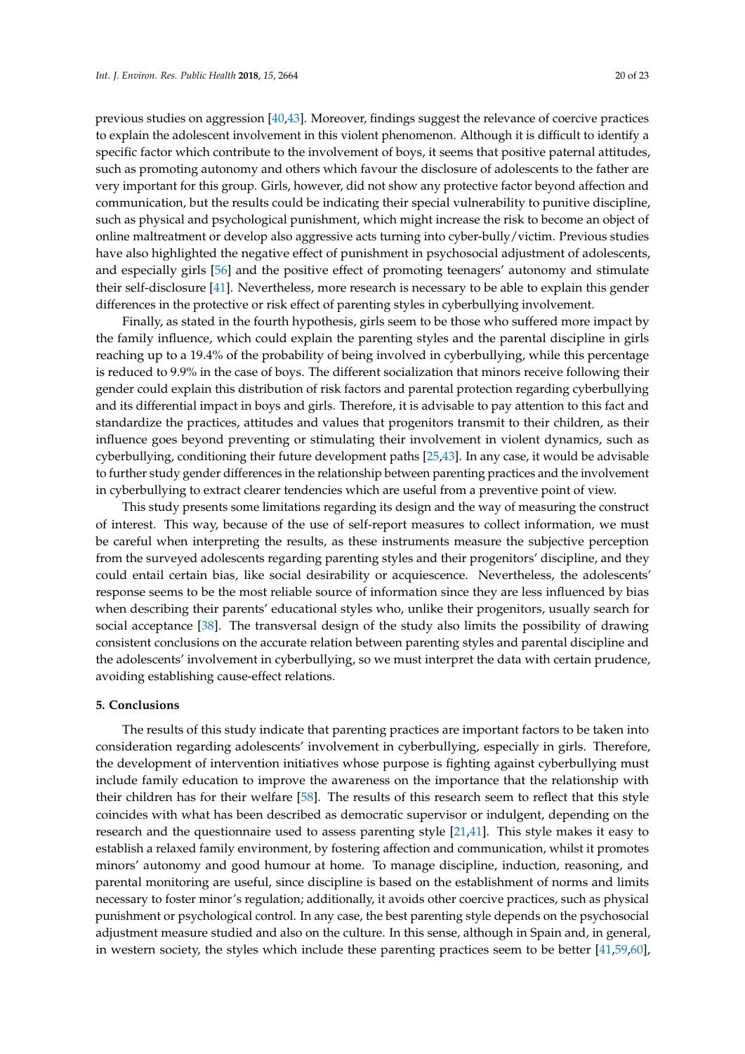previous studies on aggression [40,43]. Moreover, findings suggest the relevance of coercive practices to explain the adolescent involvement in this violent phenomenon. Although it is difficult to identify a specific factor which contribute to the involvement of boys, it seems that positive paternal attitudes, such as promoting autonomy and others which favour the disclosure of adolescents to the father are very important for this group. Girls, however, did not show any protective factor beyond affection and communication, but the results could be indicating their special vulnerability to punitive discipline, such as physical and psychological punishment, which might increase the risk to become an object of online maltreatment or develop also aggressive acts turning into cyber-bully/victim. Previous studies have also highlighted the negative effect of punishment in psychosocial adjustment of adolescents, and especially girls [56] and the positive effect of promoting teenagers' autonomy and stimulate their self-disclosure [41]. Nevertheless, more research is necessary to be able to explain this gender differences in the protective or risk effect of parenting styles in cyberbullying involvement.

Finally, as stated in the fourth hypothesis, girls seem to be those who suffered more impact by the family influence, which could explain the parenting styles and the parental discipline in girls reaching up to a 19.4% of the probability of being involved in cyberbullying, while this percentage is reduced to 9.9% in the case of boys. The different socialization that minors receive following their gender could explain this distribution of risk factors and parental protection regarding cyberbullying and its differential impact in boys and girls. Therefore, it is advisable to pay attention to this fact and standardize the practices, attitudes and values that progenitors transmit to their children, as their influence goes beyond preventing or stimulating their involvement in violent dynamics, such as cyberbullying, conditioning their future development paths [25,43]. In any case, it would be advisable to further study gender differences in the relationship between parenting practices and the involvement in cyberbullying to extract clearer tendencies which are useful from a preventive point of view.

This study presents some limitations regarding its design and the way of measuring the construct of interest. This way, because of the use of self-report measures to collect information, we must be careful when interpreting the results, as these instruments measure the subjective perception from the surveyed adolescents regarding parenting styles and their progenitors' discipline, and they could entail certain bias, like social desirability or acquiescence. Nevertheless, the adolescents' response seems to be the most reliable source of information since they are less influenced by bias when describing their parents' educational styles who, unlike their progenitors, usually search for social acceptance [38]. The transversal design of the study also limits the possibility of drawing consistent conclusions on the accurate relation between parenting styles and parental discipline and the adolescents' involvement in cyberbullying, so we must interpret the data with certain prudence, avoiding establishing cause-effect relations.

## 5. Conclusions

The results of this study indicate that parenting practices are important factors to be taken into consideration regarding adolescents' involvement in cyberbullying, especially in girls. Therefore, the development of intervention initiatives whose purpose is fighting against cyberbullying must include family education to improve the awareness on the importance that the relationship with their children has for their welfare [58]. The results of this research seem to reflect that this style coincides with what has been described as democratic supervisor or indulgent, depending on the research and the questionnaire used to assess parenting style [21,41]. This style makes it easy to establish a relaxed family environment, by fostering affection and communication, whilst it promotes minors' autonomy and good humour at home. To manage discipline, induction, reasoning, and parental monitoring are useful, since discipline is based on the establishment of norms and limits necessary to foster minor's regulation; additionally, it avoids other coercive practices, such as physical punishment or psychological control. In any case, the best parenting style depends on the psychosocial adjustment measure studied and also on the culture. In this sense, although in Spain and, in general, in western society, the styles which include these parenting practices seem to be better [41,59,60],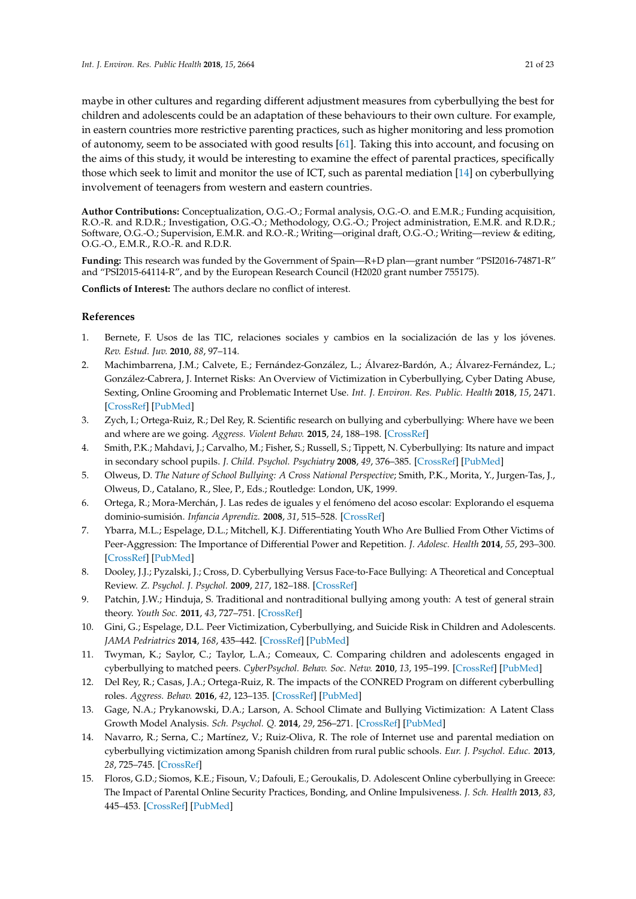maybe in other cultures and regarding different adjustment measures from cyberbullying the best for children and adolescents could be an adaptation of these behaviours to their own culture. For example, in eastern countries more restrictive parenting practices, such as higher monitoring and less promotion of autonomy, seem to be associated with good results [61]. Taking this into account, and focusing on the aims of this study, it would be interesting to examine the effect of parental practices, specifically those which seek to limit and monitor the use of ICT, such as parental mediation [14] on cyberbullying involvement of teenagers from western and eastern countries.

**Author Contributions:** Conceptualization, O.G.-O.; Formal analysis, O.G.-O. and E.M.R.; Funding acquisition, R.O.-R. and R.D.R.; Investigation, O.G.-O.; Methodology, O.G.-O.; Project administration, E.M.R. and R.D.R.; Software, O.G.-O.; Supervision, E.M.R. and R.O.-R.; Writing—original draft, O.G.-O.; Writing—review & editing, O.G.-O., E.M.R., R.O.-R. and R.D.R.

**Funding:** This research was funded by the Government of Spain—R+D plan—grant number "PSI2016-74871-R" and "PSI2015-64114-R", and by the European Research Council (H2020 grant number 755175).

**Conflicts of Interest:** The authors declare no conflict of interest.

## References

1. Bernete, F. Usos de las TIC, relaciones sociales y cambios en la socialización de las y los jóvenes. *Rev. Estud. Juv.* **2010**, *88*, 97–114.
2. Machimbarrena, J.M.; Calvete, E.; Fernández-González, L.; Álvarez-Bardón, A.; Álvarez-Fernández, L.; González-Cabrera, J. Internet Risks: An Overview of Victimization in Cyberbullying, Cyber Dating Abuse, Sexting, Online Grooming and Problematic Internet Use. *Int. J. Environ. Res. Public. Health* **2018**, *15*, 2471. [CrossRef] [PubMed]
3. Zych, I.; Ortega-Ruiz, R.; Del Rey, R. Scientific research on bullying and cyberbullying: Where have we been and where are we going. *Aggress. Violent Behav.* **2015**, *24*, 188–198. [CrossRef]
4. Smith, P.K.; Mahdavi, J.; Carvalho, M.; Fisher, S.; Russell, S.; Tippett, N. Cyberbullying: Its nature and impact in secondary school pupils. *J. Child. Psychol. Psychiatry* **2008**, *49*, 376–385. [CrossRef] [PubMed]
5. Olweus, D. *The Nature of School Bullying: A Cross National Perspective*; Smith, P.K., Morita, Y., Jurgen-Tas, J., Olweus, D., Catalano, R., Slee, P., Eds.; Routledge: London, UK, 1999.
6. Ortega, R.; Mora-Merchán, J. Las redes de iguales y el fenómeno del acoso escolar: Explorando el esquema dominio-sumisión. *Infancia Aprendiz.* **2008**, *31*, 515–528. [CrossRef]
7. Ybarra, M.L.; Espelage, D.L.; Mitchell, K.J. Differentiating Youth Who Are Bullied From Other Victims of Peer-Aggression: The Importance of Differential Power and Repetition. *J. Adolesc. Health* **2014**, *55*, 293–300. [CrossRef] [PubMed]
8. Dooley, J.J.; Pyzalski, J.; Cross, D. Cyberbullying Versus Face-to-Face Bullying: A Theoretical and Conceptual Review. *Z. Psychol. J. Psychol.* **2009**, *217*, 182–188. [CrossRef]
9. Patchin, J.W.; Hinduja, S. Traditional and nontraditional bullying among youth: A test of general strain theory. *Youth Soc.* **2011**, *43*, 727–751. [CrossRef]
10. Gini, G.; Espelage, D.L. Peer Victimization, Cyberbullying, and Suicide Risk in Children and Adolescents. *JAMA Pediatrics* **2014**, *168*, 435–442. [CrossRef] [PubMed]
11. Twyman, K.; Saylor, C.; Taylor, L.A.; Comeaux, C. Comparing children and adolescents engaged in cyberbullying to matched peers. *CyberPsychol. Behav. Soc. Netw.* **2010**, *13*, 195–199. [CrossRef] [PubMed]
12. Del Rey, R.; Casas, J.A.; Ortega-Ruiz, R. The impacts of the CONRED Program on different cyberbulling roles. *Aggress. Behav.* **2016**, *42*, 123–135. [CrossRef] [PubMed]
13. Gage, N.A.; Prykanowski, D.A.; Larson, A. School Climate and Bullying Victimization: A Latent Class Growth Model Analysis. *Sch. Psychol. Q.* **2014**, *29*, 256–271. [CrossRef] [PubMed]
14. Navarro, R.; Serna, C.; Martínez, V.; Ruiz-Oliva, R. The role of Internet use and parental mediation on cyberbullying victimization among Spanish children from rural public schools. *Eur. J. Psychol. Educ.* **2013**, *28*, 725–745. [CrossRef]
15. Floros, G.D.; Siomos, K.E.; Fisoun, V.; Dafouli, E.; Geroukalis, D. Adolescent Online cyberbullying in Greece: The Impact of Parental Online Security Practices, Bonding, and Online Impulsiveness. *J. Sch. Health* **2013**, *83*, 445–453. [CrossRef] [PubMed]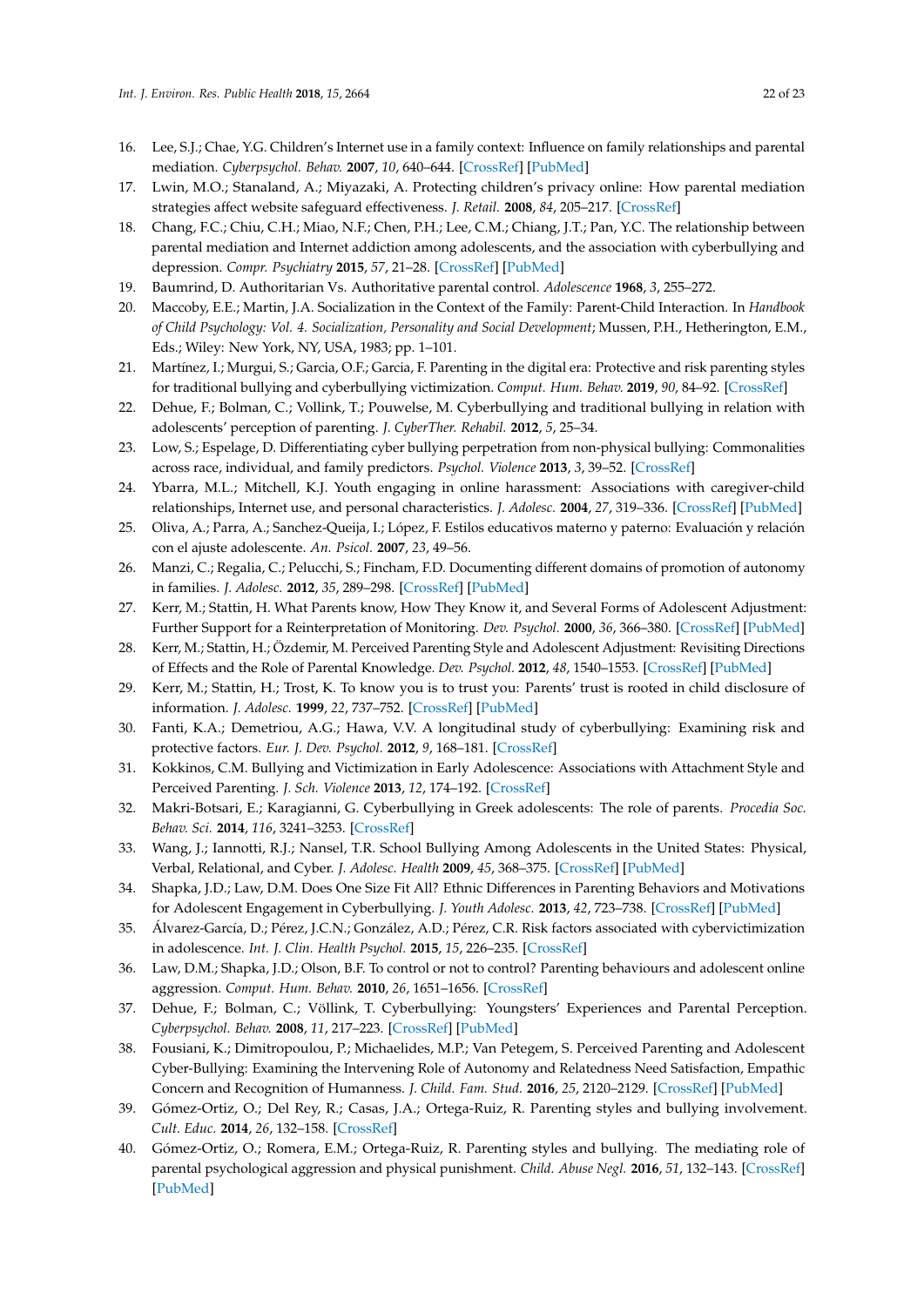16. Lee, S.J.; Chae, Y.G. Children's Internet use in a family context: Influence on family relationships and parental mediation. *Cyberpsychol. Behav.* **2007**, *10*, 640–644. [CrossRef] [PubMed]
17. Lwin, M.O.; Stanaland, A.; Miyazaki, A. Protecting children's privacy online: How parental mediation strategies affect website safeguard effectiveness. *J. Retail.* **2008**, *84*, 205–217. [CrossRef]
18. Chang, F.C.; Chiu, C.H.; Miao, N.F.; Chen, P.H.; Lee, C.M.; Chiang, J.T.; Pan, Y.C. The relationship between parental mediation and Internet addiction among adolescents, and the association with cyberbullying and depression. *Compr. Psychiatry* **2015**, *57*, 21–28. [CrossRef] [PubMed]
19. Baumrind, D. Authoritarian Vs. Authoritative parental control. *Adolescence* **1968**, *3*, 255–272.
20. Maccoby, E.E.; Martin, J.A. Socialization in the Context of the Family: Parent-Child Interaction. In *Handbook of Child Psychology: Vol. 4. Socialization, Personality and Social Development*; Mussen, P.H., Hetherington, E.M., Eds.; Wiley: New York, NY, USA, 1983; pp. 1–101.
21. Martínez, I.; Murgui, S.; Garcia, O.F.; Garcia, F. Parenting in the digital era: Protective and risk parenting styles for traditional bullying and cyberbullying victimization. *Comput. Hum. Behav.* **2019**, *90*, 84–92. [CrossRef]
22. Dehue, F.; Bolman, C.; Vollink, T.; Pouwelse, M. Cyberbullying and traditional bullying in relation with adolescents' perception of parenting. *J. CyberTher. Rehabil.* **2012**, *5*, 25–34.
23. Low, S.; Espelage, D. Differentiating cyber bullying perpetration from non-physical bullying: Commonalities across race, individual, and family predictors. *Psychol. Violence* **2013**, *3*, 39–52. [CrossRef]
24. Ybarra, M.L.; Mitchell, K.J. Youth engaging in online harassment: Associations with caregiver-child relationships, Internet use, and personal characteristics. *J. Adolesc.* **2004**, *27*, 319–336. [CrossRef] [PubMed]
25. Oliva, A.; Parra, A.; Sanchez-Queija, I.; López, F. Estilos educativos materno y paterno: Evaluación y relación con el ajuste adolescente. *An. Psicol.* **2007**, *23*, 49–56.
26. Manzi, C.; Regalia, C.; Pelucchi, S.; Fincham, F.D. Documenting different domains of promotion of autonomy in families. *J. Adolesc.* **2012**, *35*, 289–298. [CrossRef] [PubMed]
27. Kerr, M.; Stattin, H. What Parents know, How They Know it, and Several Forms of Adolescent Adjustment: Further Support for a Reinterpretation of Monitoring. *Dev. Psychol.* **2000**, *36*, 366–380. [CrossRef] [PubMed]
28. Kerr, M.; Stattin, H.; Özdemir, M. Perceived Parenting Style and Adolescent Adjustment: Revisiting Directions of Effects and the Role of Parental Knowledge. *Dev. Psychol.* **2012**, *48*, 1540–1553. [CrossRef] [PubMed]
29. Kerr, M.; Stattin, H.; Trost, K. To know you is to trust you: Parents' trust is rooted in child disclosure of information. *J. Adolesc.* **1999**, *22*, 737–752. [CrossRef] [PubMed]
30. Fanti, K.A.; Demetriou, A.G.; Hawa, V.V. A longitudinal study of cyberbullying: Examining risk and protective factors. *Eur. J. Dev. Psychol.* **2012**, *9*, 168–181. [CrossRef]
31. Kokkinos, C.M. Bullying and Victimization in Early Adolescence: Associations with Attachment Style and Perceived Parenting. *J. Sch. Violence* **2013**, *12*, 174–192. [CrossRef]
32. Makri-Botsari, E.; Karagianni, G. Cyberbullying in Greek adolescents: The role of parents. *Procedia Soc. Behav. Sci.* **2014**, *116*, 3241–3253. [CrossRef]
33. Wang, J.; Iannotti, R.J.; Nansel, T.R. School Bullying Among Adolescents in the United States: Physical, Verbal, Relational, and Cyber. *J. Adolesc. Health* **2009**, *45*, 368–375. [CrossRef] [PubMed]
34. Shapka, J.D.; Law, D.M. Does One Size Fit All? Ethnic Differences in Parenting Behaviors and Motivations for Adolescent Engagement in Cyberbullying. *J. Youth Adolesc.* **2013**, *42*, 723–738. [CrossRef] [PubMed]
35. Álvarez-García, D.; Pérez, J.C.N.; González, A.D.; Pérez, C.R. Risk factors associated with cybervictimization in adolescence. *Int. J. Clin. Health Psychol.* **2015**, *15*, 226–235. [CrossRef]
36. Law, D.M.; Shapka, J.D.; Olson, B.F. To control or not to control? Parenting behaviours and adolescent online aggression. *Comput. Hum. Behav.* **2010**, *26*, 1651–1656. [CrossRef]
37. Dehue, F.; Bolman, C.; Völlink, T. Cyberbullying: Youngsters' Experiences and Parental Perception. *Cyberpsychol. Behav.* **2008**, *11*, 217–223. [CrossRef] [PubMed]
38. Fousiani, K.; Dimitropoulou, P.; Michaelides, M.P.; Van Petegem, S. Perceived Parenting and Adolescent Cyber-Bullying: Examining the Intervening Role of Autonomy and Relatedness Need Satisfaction, Empathic Concern and Recognition of Humanness. *J. Child. Fam. Stud.* **2016**, *25*, 2120–2129. [CrossRef] [PubMed]
39. Gómez-Ortiz, O.; Del Rey, R.; Casas, J.A.; Ortega-Ruiz, R. Parenting styles and bullying involvement. *Cult. Educ.* **2014**, *26*, 132–158. [CrossRef]
40. Gómez-Ortiz, O.; Romera, E.M.; Ortega-Ruiz, R. Parenting styles and bullying. The mediating role of parental psychological aggression and physical punishment. *Child. Abuse Negl.* **2016**, *51*, 132–143. [CrossRef] [PubMed]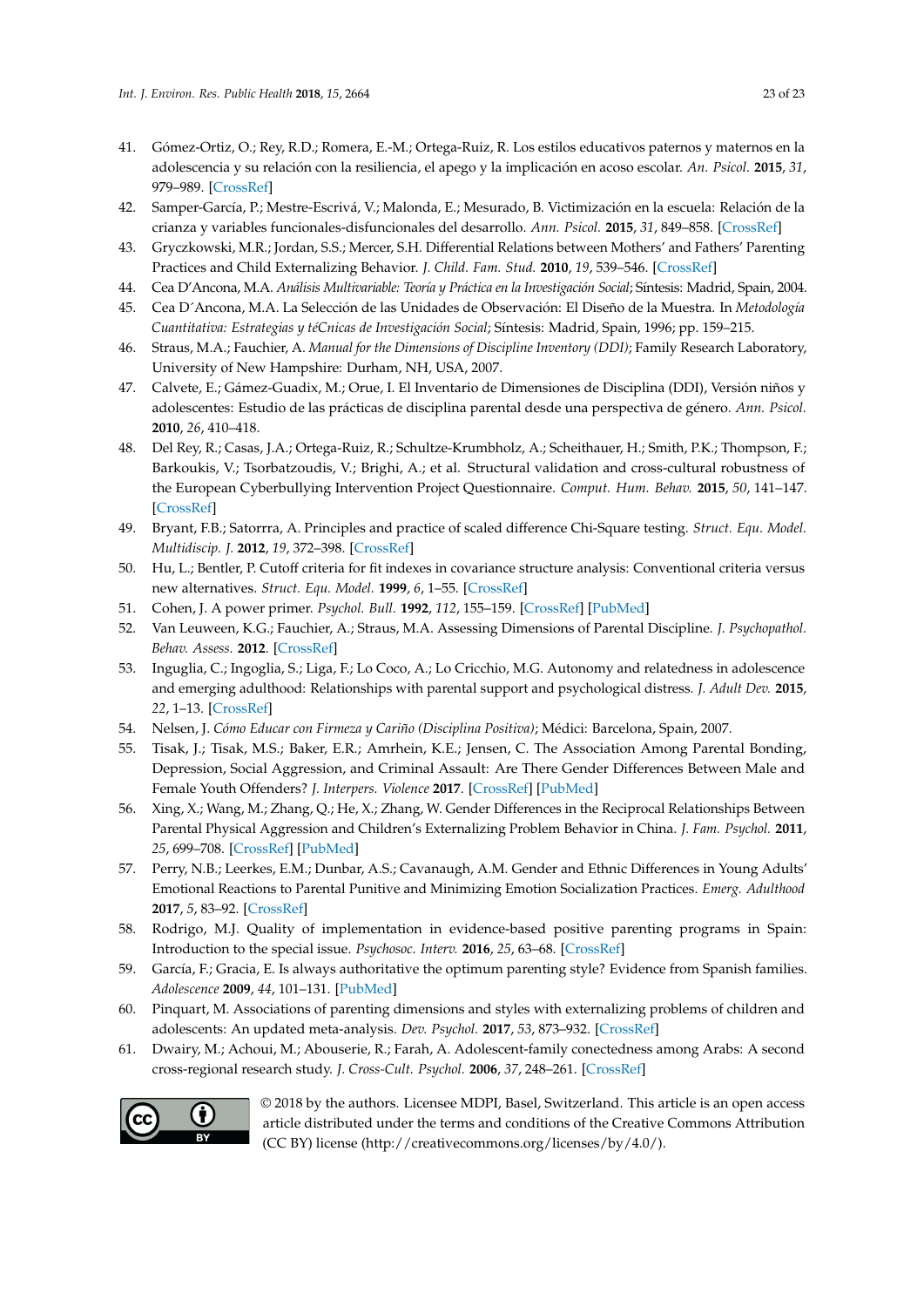41. Gómez-Ortiz, O.; Rey, R.D.; Romera, E.-M.; Ortega-Ruiz, R. Los estilos educativos paternos y maternos en la adolescencia y su relación con la resiliencia, el apego y la implicación en acoso escolar. *An. Psicol.* **2015**, *31*, 979–989. [CrossRef]
42. Samper-García, P.; Mestre-Escrivá, V.; Malonda, E.; Mesurado, B. Victimización en la escuela: Relación de la crianza y variables funcionales-disfuncionales del desarrollo. *Ann. Psicol.* **2015**, *31*, 849–858. [CrossRef]
43. Gryczkowski, M.R.; Jordan, S.S.; Mercer, S.H. Differential Relations between Mothers' and Fathers' Parenting Practices and Child Externalizing Behavior. *J. Child. Fam. Stud.* **2010**, *19*, 539–546. [CrossRef]
44. Cea D'Ancona, M.A. *Análisis Multivariable: Teoría y Práctica en la Investigación Social*; Síntesis: Madrid, Spain, 2004.
45. Cea D´Ancona, M.A. La Selección de las Unidades de Observación: El Diseño de la Muestra. In *Metodología Cuantitativa: Estrategias y téCnicas de Investigación Social*; Síntesis: Madrid, Spain, 1996; pp. 159–215.
46. Straus, M.A.; Fauchier, A. *Manual for the Dimensions of Discipline Inventory (DDI)*; Family Research Laboratory, University of New Hampshire: Durham, NH, USA, 2007.
47. Calvete, E.; Gámez-Guadix, M.; Orue, I. El Inventario de Dimensiones de Disciplina (DDI), Versión niños y adolescentes: Estudio de las prácticas de disciplina parental desde una perspectiva de género. *Ann. Psicol.* **2010**, *26*, 410–418.
48. Del Rey, R.; Casas, J.A.; Ortega-Ruiz, R.; Schultze-Krumbholz, A.; Scheithauer, H.; Smith, P.K.; Thompson, F.; Barkoukis, V.; Tsorbatzoudis, V.; Brighi, A.; et al. Structural validation and cross-cultural robustness of the European Cyberbullying Intervention Project Questionnaire. *Comput. Hum. Behav.* **2015**, *50*, 141–147. [CrossRef]
49. Bryant, F.B.; Satorrra, A. Principles and practice of scaled difference Chi-Square testing. *Struct. Equ. Model. Multidiscip. J.* **2012**, *19*, 372–398. [CrossRef]
50. Hu, L.; Bentler, P. Cutoff criteria for fit indexes in covariance structure analysis: Conventional criteria versus new alternatives. *Struct. Equ. Model.* **1999**, *6*, 1–55. [CrossRef]
51. Cohen, J. A power primer. *Psychol. Bull.* **1992**, *112*, 155–159. [CrossRef] [PubMed]
52. Van Leuween, K.G.; Fauchier, A.; Straus, M.A. Assessing Dimensions of Parental Discipline. *J. Psychopathol. Behav. Assess.* **2012**. [CrossRef]
53. Inguglia, C.; Ingoglia, S.; Liga, F.; Lo Coco, A.; Lo Cricchio, M.G. Autonomy and relatedness in adolescence and emerging adulthood: Relationships with parental support and psychological distress. *J. Adult Dev.* **2015**, *22*, 1–13. [CrossRef]
54. Nelsen, J. *Cómo Educar con Firmeza y Cariño (Disciplina Positiva)*; Médici: Barcelona, Spain, 2007.
55. Tisak, J.; Tisak, M.S.; Baker, E.R.; Amrhein, K.E.; Jensen, C. The Association Among Parental Bonding, Depression, Social Aggression, and Criminal Assault: Are There Gender Differences Between Male and Female Youth Offenders? *J. Interpers. Violence* **2017**. [CrossRef] [PubMed]
56. Xing, X.; Wang, M.; Zhang, Q.; He, X.; Zhang, W. Gender Differences in the Reciprocal Relationships Between Parental Physical Aggression and Children's Externalizing Problem Behavior in China. *J. Fam. Psychol.* **2011**, *25*, 699–708. [CrossRef] [PubMed]
57. Perry, N.B.; Leerkes, E.M.; Dunbar, A.S.; Cavanaugh, A.M. Gender and Ethnic Differences in Young Adults' Emotional Reactions to Parental Punitive and Minimizing Emotion Socialization Practices. *Emerg. Adulthood* **2017**, *5*, 83–92. [CrossRef]
58. Rodrigo, M.J. Quality of implementation in evidence-based positive parenting programs in Spain: Introduction to the special issue. *Psychosoc. Interv.* **2016**, *25*, 63–68. [CrossRef]
59. García, F.; Gracia, E. Is always authoritative the optimum parenting style? Evidence from Spanish families. *Adolescence* **2009**, *44*, 101–131. [PubMed]
60. Pinquart, M. Associations of parenting dimensions and styles with externalizing problems of children and adolescents: An updated meta-analysis. *Dev. Psychol.* **2017**, *53*, 873–932. [CrossRef]
61. Dwairy, M.; Achoui, M.; Abouserie, R.; Farah, A. Adolescent-family conectedness among Arabs: A second cross-regional research study. *J. Cross-Cult. Psychol.* **2006**, *37*, 248–261. [CrossRef]

© 2018 by the authors. Licensee MDPI, Basel, Switzerland. This article is an open access article distributed under the terms and conditions of the Creative Commons Attribution (CC BY) license (http://creativecommons.org/licenses/by/4.0/).